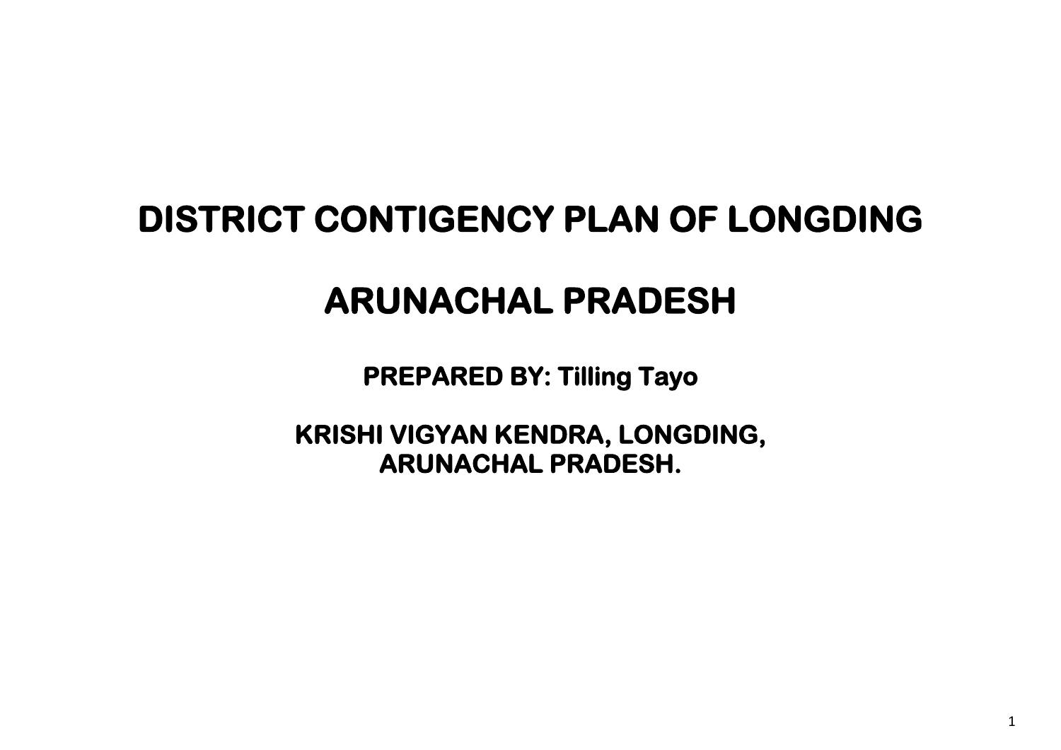# DISTRICT CONTIGENCY PLAN OF LONGDING

# ARUNACHAL PRADESH

**PREPARED BY: Tilling Tayo**

**KRISHI VIGYAN KENDRA, LONGDING, ARUNACHAL PRADESH.**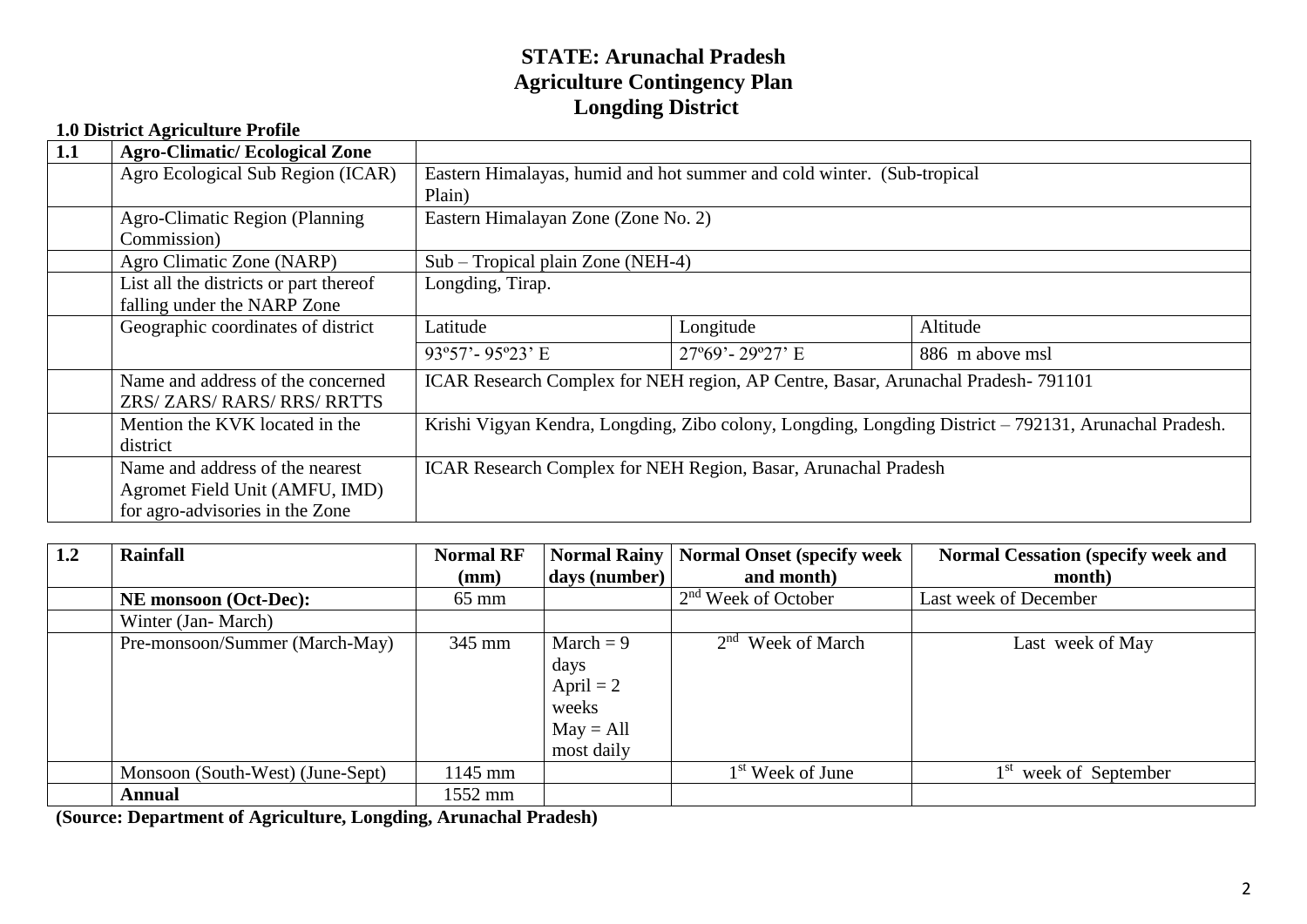# STATE: Arunachal Pradesh
# Agriculture Contingency Plan
# Longding District

**1.0 District Agriculture Profile**

| 1.1 | **Agro-Climatic/ Ecological Zone** | | | |
|---|---|---|---|---|
| | Agro Ecological Sub Region (ICAR) | Eastern Himalayas, humid and hot summer and cold winter. (Sub-tropical Plain) | | |
| | Agro-Climatic Region (Planning Commission) | Eastern Himalayan Zone (Zone No. 2) | | |
| | Agro Climatic Zone (NARP) | Sub – Tropical plain Zone (NEH-4) | | |
| | List all the districts or part thereof falling under the NARP Zone | Longding, Tirap. | | |
| | Geographic coordinates of district | Latitude | Longitude | Altitude |
| | | 93º57'- 95º23' E | 27º69'- 29º27' E | 886 m above msl |
| | Name and address of the concerned ZRS/ ZARS/ RARS/ RRS/ RRTTS | ICAR Research Complex for NEH region, AP Centre, Basar, Arunachal Pradesh- 791101 | | |
| | Mention the KVK located in the district | Krishi Vigyan Kendra, Longding, Zibo colony, Longding, Longding District – 792131, Arunachal Pradesh. | | |
| | Name and address of the nearest Agromet Field Unit (AMFU, IMD) for agro-advisories in the Zone | ICAR Research Complex for NEH Region, Basar, Arunachal Pradesh | | |

| 1.2 | **Rainfall** | **Normal RF (mm)** | **Normal Rainy days (number)** | **Normal Onset (specify week and month)** | **Normal Cessation (specify week and month)** |
|---|---|---|---|---|---|
| | **NE monsoon (Oct-Dec):** | 65 mm | | 2nd Week of October | Last week of December |
| | Winter (Jan- March) | | | | |
| | Pre-monsoon/Summer (March-May) | 345 mm | March = 9 days April = 2 weeks May = All most daily | 2nd Week of March | Last week of May |
| | Monsoon (South-West) (June-Sept) | 1145 mm | | 1st Week of June | 1st week of September |
| | **Annual** | 1552 mm | | | |

**(Source: Department of Agriculture, Longding, Arunachal Pradesh)**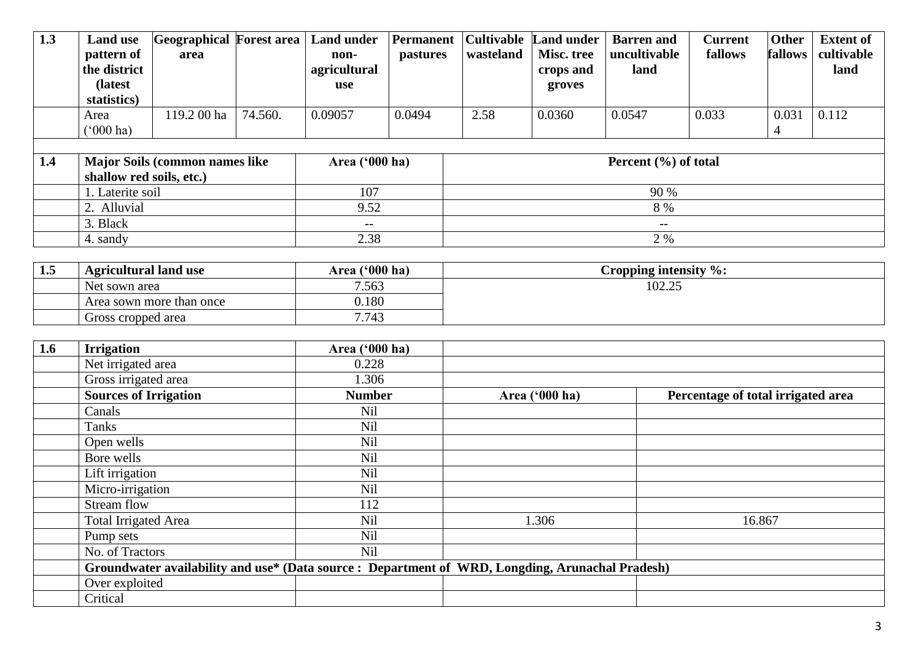| 1.3 | Land use pattern of the district (latest statistics) | Geographical area | Forest area | Land under non-agricultural use | Permanent pastures | Cultivable wasteland | Land under Misc. tree crops and groves | Barren and uncultivable land | Current fallows | Other fallows | Extent of cultivable land |
|---|---|---|---|---|---|---|---|---|---|---|---|
| | Area ('000 ha) | 119.2 00 ha | 74.560. | 0.09057 | 0.0494 | 2.58 | 0.0360 | 0.0547 | 0.033 | 0.031 4 | 0.112 |

| 1.4 | Major Soils (common names like shallow red soils, etc.) | Area ('000 ha) | Percent (%) of total |
|---|---|---|---|
| | 1. Laterite soil | 107 | 90 % |
| | 2. Alluvial | 9.52 | 8 % |
| | 3. Black | -- | -- |
| | 4. sandy | 2.38 | 2 % |

| 1.5 | Agricultural land use | Area ('000 ha) | Cropping intensity %: |
|---|---|---|---|
| | Net sown area | 7.563 | 102.25 |
| | Area sown more than once | 0.180 | |
| | Gross cropped area | 7.743 | |

| 1.6 | Irrigation | Area ('000 ha) | | |
|---|---|---|---|---|
| | Net irrigated area | 0.228 | | |
| | Gross irrigated area | 1.306 | | |
| | **Sources of Irrigation** | **Number** | **Area ('000 ha)** | **Percentage of total irrigated area** |
| | Canals | Nil | | |
| | Tanks | Nil | | |
| | Open wells | Nil | | |
| | Bore wells | Nil | | |
| | Lift irrigation | Nil | | |
| | Micro-irrigation | Nil | | |
| | Stream flow | 112 | | |
| | Total Irrigated Area | Nil | 1.306 | 16.867 |
| | Pump sets | Nil | | |
| | No. of Tractors | Nil | | |
| | **Groundwater availability and use* (Data source : Department of WRD, Longding, Arunachal Pradesh)** | | | |
| | Over exploited | | | |
| | Critical | | | |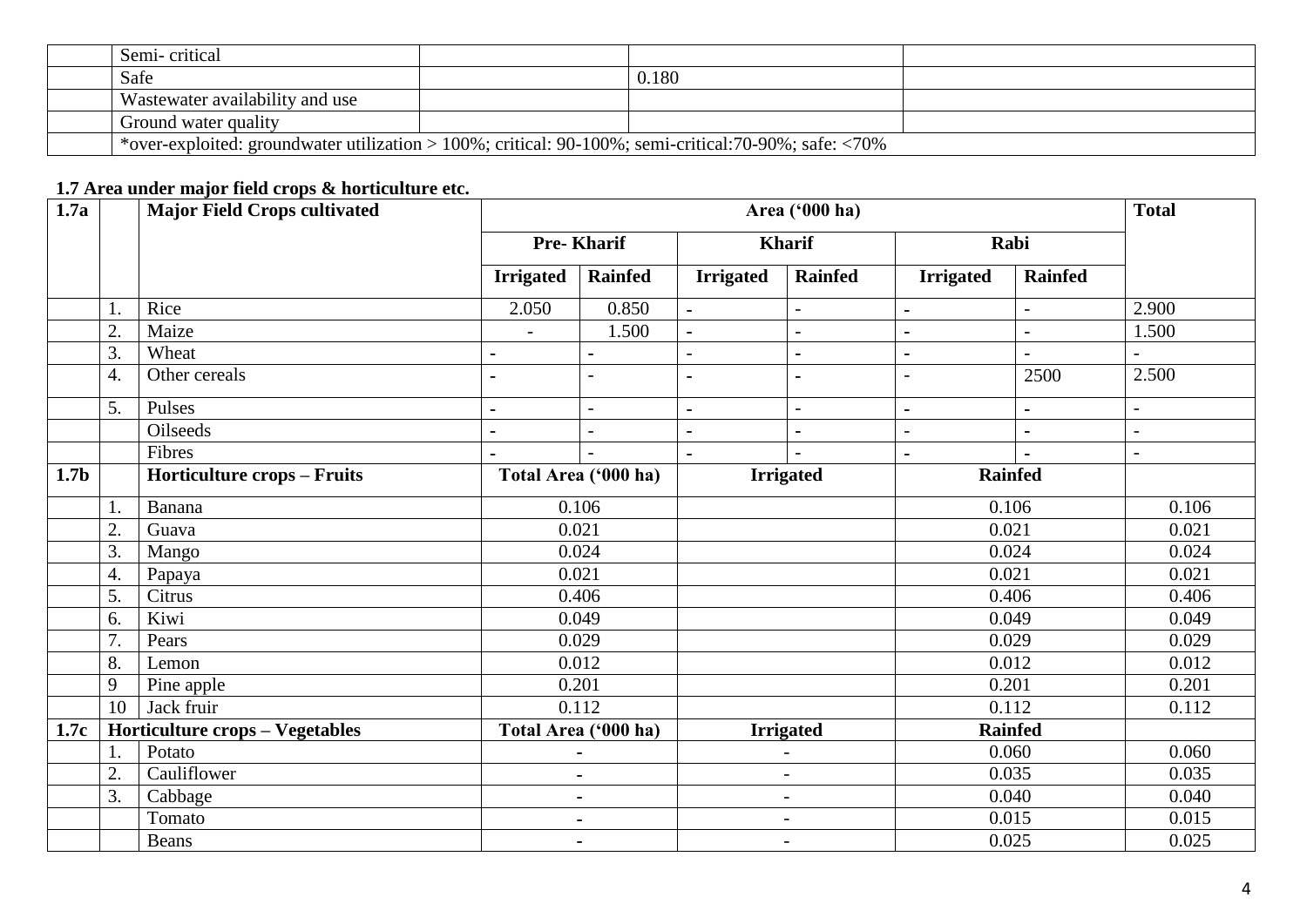| | | | | |
|---|---|---|---|---|
| | Semi- critical | | | |
| | Safe | | 0.180 | |
| | Wastewater availability and use | | | |
| | Ground water quality | | | |
| | *over-exploited: groundwater utilization > 100%; critical: 90-100%; semi-critical:70-90%; safe: <70% | | | |

**1.7 Area under major field crops & horticulture etc.**

| 1.7a | | Major Field Crops cultivated | Area ('000 ha) | | | | | | Total |
|---|---|---|---|---|---|---|---|---|---|
| | | | Pre- Kharif | | Kharif | | Rabi | | |
| | | | Irrigated | Rainfed | Irrigated | Rainfed | Irrigated | Rainfed | |
| | 1. | Rice | 2.050 | 0.850 | - | - | - | - | 2.900 |
| | 2. | Maize | - | 1.500 | - | - | - | - | 1.500 |
| | 3. | Wheat | - | - | - | - | - | - | - |
| | 4. | Other cereals | - | - | - | - | - | 2500 | 2.500 |
| | 5. | Pulses | - | - | - | - | - | - | - |
| | | Oilseeds | - | - | - | - | - | - | - |
| | | Fibres | - | - | - | - | - | - | - |
| **1.7b** | | **Horticulture crops – Fruits** | **Total Area ('000 ha)** | | **Irrigated** | | **Rainfed** | | |
| | 1. | Banana | 0.106 | | | | 0.106 | | 0.106 |
| | 2. | Guava | 0.021 | | | | 0.021 | | 0.021 |
| | 3. | Mango | 0.024 | | | | 0.024 | | 0.024 |
| | 4. | Papaya | 0.021 | | | | 0.021 | | 0.021 |
| | 5. | Citrus | 0.406 | | | | 0.406 | | 0.406 |
| | 6. | Kiwi | 0.049 | | | | 0.049 | | 0.049 |
| | 7. | Pears | 0.029 | | | | 0.029 | | 0.029 |
| | 8. | Lemon | 0.012 | | | | 0.012 | | 0.012 |
| | 9 | Pine apple | 0.201 | | | | 0.201 | | 0.201 |
| | 10 | Jack fruir | 0.112 | | | | 0.112 | | 0.112 |
| **1.7c** | **Horticulture crops – Vegetables** | | **Total Area ('000 ha)** | | **Irrigated** | | **Rainfed** | | |
| | 1. | Potato | - | | - | | 0.060 | | 0.060 |
| | 2. | Cauliflower | - | | - | | 0.035 | | 0.035 |
| | 3. | Cabbage | - | | - | | 0.040 | | 0.040 |
| | | Tomato | - | | - | | 0.015 | | 0.015 |
| | | Beans | - | | - | | 0.025 | | 0.025 |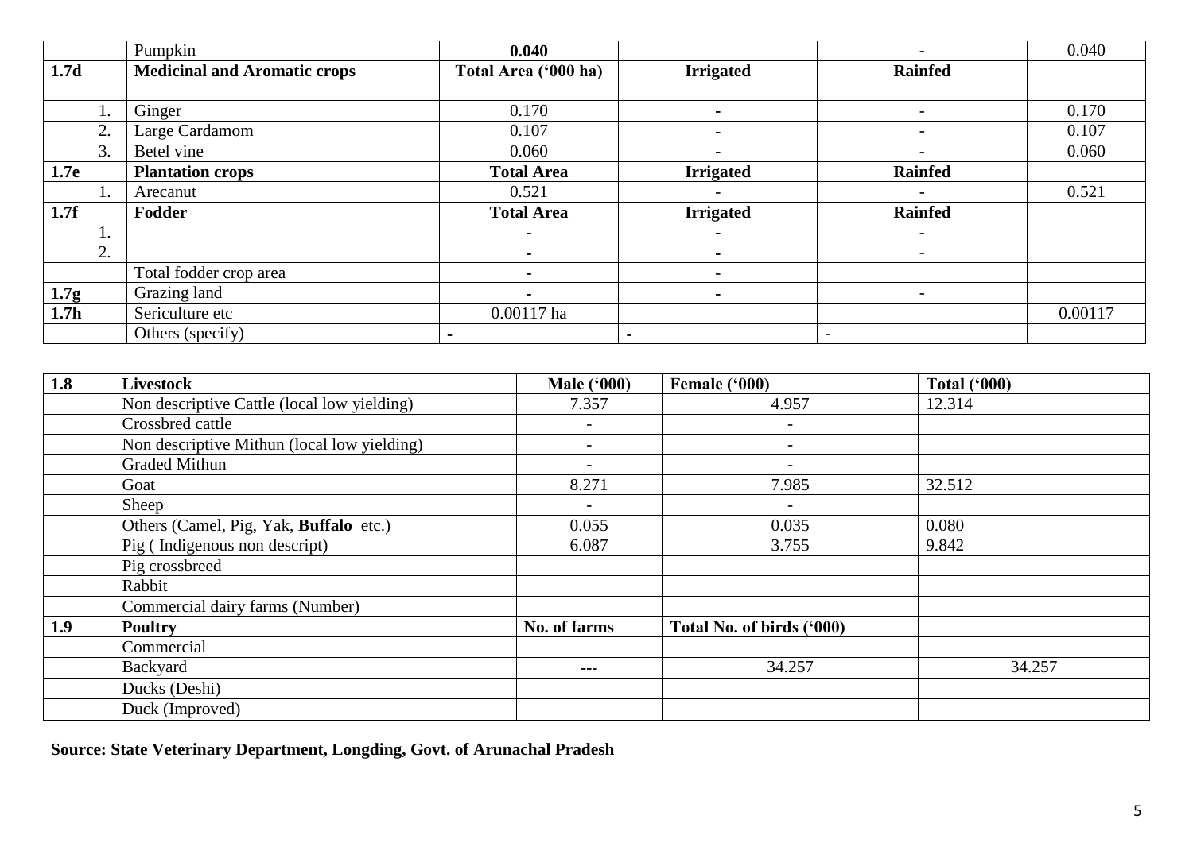| | | Pumpkin | **0.040** | | - | 0.040 |
|---|---|---|---|---|---|---|
| **1.7d** | | **Medicinal and Aromatic crops** | **Total Area ('000 ha)** | **Irrigated** | **Rainfed** | |
| | 1. | Ginger | 0.170 | - | - | 0.170 |
| | 2. | Large Cardamom | 0.107 | - | - | 0.107 |
| | 3. | Betel vine | 0.060 | - | - | 0.060 |
| **1.7e** | | **Plantation crops** | **Total Area** | **Irrigated** | **Rainfed** | |
| | 1. | Arecanut | 0.521 | - | - | 0.521 |
| **1.7f** | | **Fodder** | **Total Area** | **Irrigated** | **Rainfed** | |
| | 1. | | - | - | - | |
| | 2. | | - | - | - | |
| | | Total fodder crop area | - | - | | |
| **1.7g** | | Grazing land | - | - | - | |
| **1.7h** | | Sericulture etc | 0.00117 ha | | | 0.00117 |
| | | Others (specify) | - | - | - | |

| **1.8** | **Livestock** | **Male ('000)** | **Female ('000)** | **Total ('000)** |
|---|---|---|---|---|
| | Non descriptive Cattle (local low yielding) | 7.357 | 4.957 | 12.314 |
| | Crossbred cattle | - | - | |
| | Non descriptive Mithun (local low yielding) | - | - | |
| | Graded Mithun | - | - | |
| | Goat | 8.271 | 7.985 | 32.512 |
| | Sheep | - | - | |
| | Others (Camel, Pig, Yak, **Buffalo** etc.) | 0.055 | 0.035 | 0.080 |
| | Pig ( Indigenous non descript) | 6.087 | 3.755 | 9.842 |
| | Pig crossbreed | | | |
| | Rabbit | | | |
| | Commercial dairy farms (Number) | | | |
| **1.9** | **Poultry** | **No. of farms** | **Total No. of birds ('000)** | |
| | Commercial | | | |
| | Backyard | --- | 34.257 | 34.257 |
| | Ducks (Deshi) | | | |
| | Duck (Improved) | | | |

**Source: State Veterinary Department, Longding, Govt. of Arunachal Pradesh**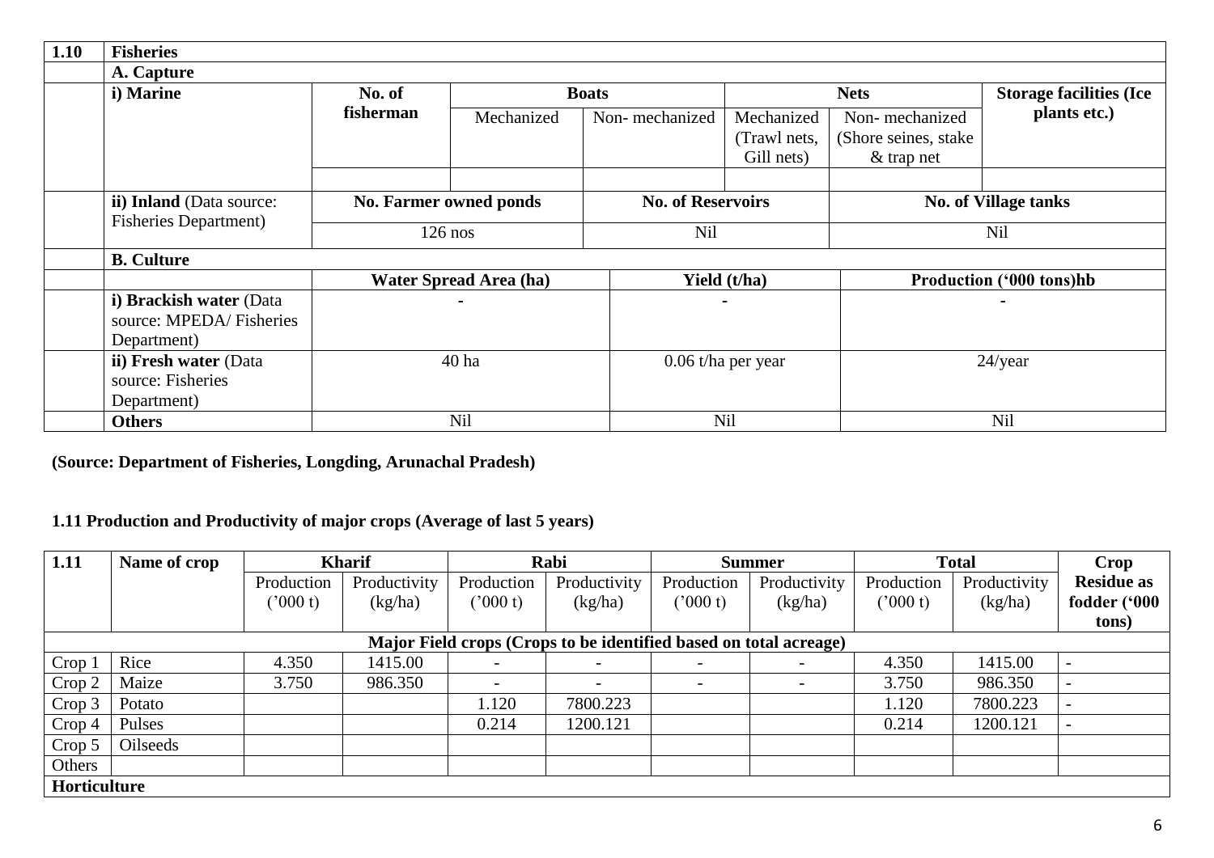| 1.10 | Fisheries | | | | | | |
|---|---|---|---|---|---|---|---|
| | A. Capture | | | | | | |
| | i) Marine | No. of fisherman | Boats | | Nets | | Storage facilities (Ice plants etc.) |
| | | | Mechanized | Non- mechanized | Mechanized (Trawl nets, Gill nets) | Non- mechanized (Shore seines, stake & trap net | |
| | | | | | | | |
| | ii) Inland (Data source: Fisheries Department) | No. Farmer owned ponds | | No. of Reservoirs | | No. of Village tanks | |
| | | 126 nos | | Nil | | Nil | |
| | B. Culture | | | | | | |
| | | Water Spread Area (ha) | | Yield (t/ha) | | Production ('000 tons)hb | |
| | i) Brackish water (Data source: MPEDA/ Fisheries Department) | - | | - | | - | |
| | ii) Fresh water (Data source: Fisheries Department) | 40 ha | | 0.06 t/ha per year | | 24/year | |
| | Others | Nil | | Nil | | Nil | |

**(Source: Department of Fisheries, Longding, Arunachal Pradesh)**

## 1.11 Production and Productivity of major crops (Average of last 5 years)

| 1.11 | Name of crop | Kharif | | Rabi | | Summer | | Total | | Crop Residue as fodder ('000 tons) |
|---|---|---|---|---|---|---|---|---|---|---|
| | | Production ('000 t) | Productivity (kg/ha) | Production ('000 t) | Productivity (kg/ha) | Production ('000 t) | Productivity (kg/ha) | Production ('000 t) | Productivity (kg/ha) | |
| **Major Field crops (Crops to be identified based on total acreage)** | | | | | | | | | | |
| Crop 1 | Rice | 4.350 | 1415.00 | - | - | - | - | 4.350 | 1415.00 | - |
| Crop 2 | Maize | 3.750 | 986.350 | - | - | - | - | 3.750 | 986.350 | - |
| Crop 3 | Potato | | | 1.120 | 7800.223 | | | 1.120 | 7800.223 | - |
| Crop 4 | Pulses | | | 0.214 | 1200.121 | | | 0.214 | 1200.121 | - |
| Crop 5 | Oilseeds | | | | | | | | | |
| Others | | | | | | | | | | |
| **Horticulture** | | | | | | | | | | |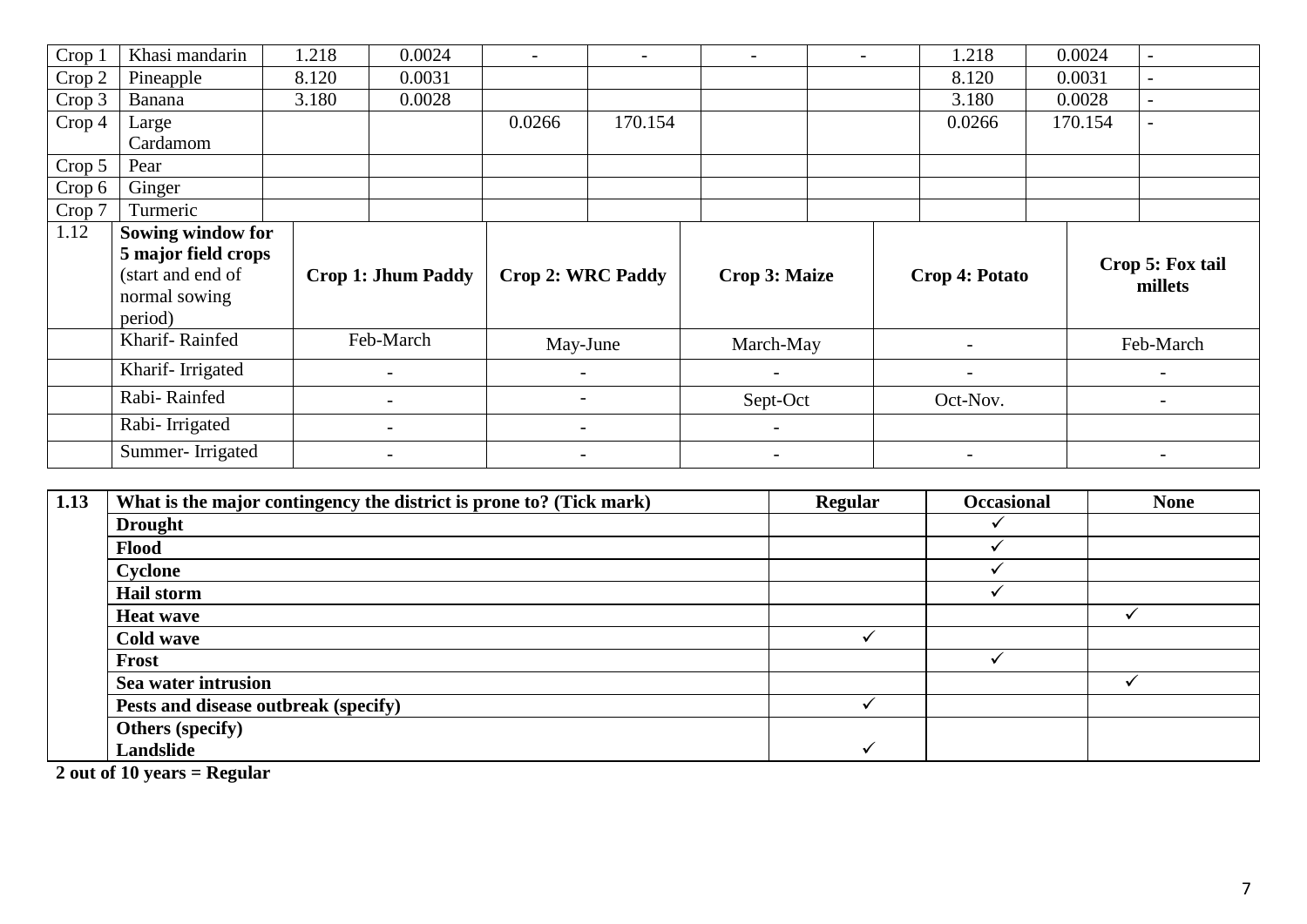| Crop 1 | Khasi mandarin | 1.218 | 0.0024 | - | - | - | - | 1.218 | 0.0024 | - |
|---|---|---|---|---|---|---|---|---|---|---|
| Crop 2 | Pineapple | 8.120 | 0.0031 | | | | | 8.120 | 0.0031 | - |
| Crop 3 | Banana | 3.180 | 0.0028 | | | | | 3.180 | 0.0028 | - |
| Crop 4 | Large Cardamom | | | 0.0266 | 170.154 | | | 0.0266 | 170.154 | - |
| Crop 5 | Pear | | | | | | | | | |
| Crop 6 | Ginger | | | | | | | | | |
| Crop 7 | Turmeric | | | | | | | | | |

| 1.12 | Sowing window for 5 major field crops (start and end of normal sowing period) | Crop 1: Jhum Paddy | Crop 2: WRC Paddy | Crop 3: Maize | Crop 4: Potato | Crop 5: Fox tail millets |
|---|---|---|---|---|---|---|
| | Kharif- Rainfed | Feb-March | May-June | March-May | - | Feb-March |
| | Kharif- Irrigated | - | - | - | - | - |
| | Rabi- Rainfed | - | - | Sept-Oct | Oct-Nov. | - |
| | Rabi- Irrigated | - | - | - | | |
| | Summer- Irrigated | - | - | - | - | - |

| 1.13 | What is the major contingency the district is prone to? (Tick mark) | Regular | Occasional | None |
|---|---|---|---|---|
| | **Drought** | | ✓ | |
| | **Flood** | | ✓ | |
| | **Cyclone** | | ✓ | |
| | **Hail storm** | | ✓ | |
| | **Heat wave** | | | ✓ |
| | **Cold wave** | ✓ | | |
| | **Frost** | | ✓ | |
| | **Sea water intrusion** | | | ✓ |
| | **Pests and disease outbreak (specify)** | ✓ | | |
| | **Others (specify) Landslide** | ✓ | | |

**2 out of 10 years = Regular**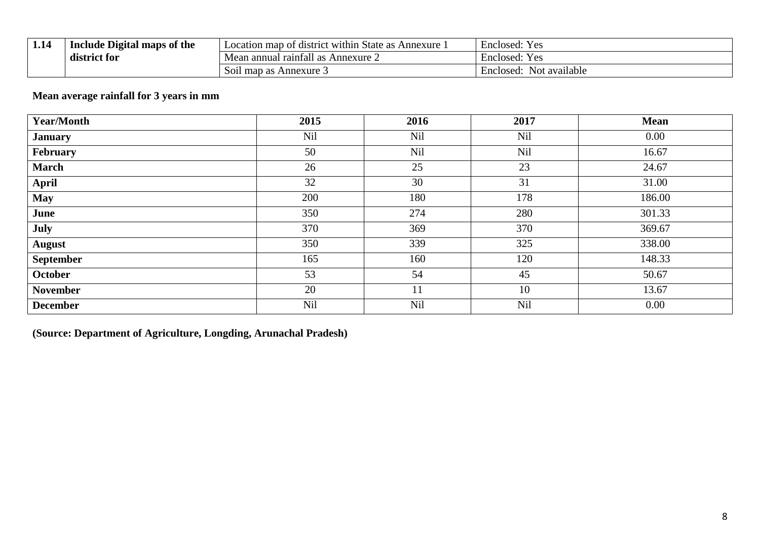| 1.14 | **Include Digital maps of the district for** | Location map of district within State as Annexure 1 | Enclosed: Yes |
|---|---|---|---|
| | | Mean annual rainfall as Annexure 2 | Enclosed: Yes |
| | | Soil map as Annexure 3 | Enclosed: Not available |

**Mean average rainfall for 3 years in mm**

| Year/Month | 2015 | 2016 | 2017 | Mean |
|---|---|---|---|---|
| **January** | Nil | Nil | Nil | 0.00 |
| **February** | 50 | Nil | Nil | 16.67 |
| **March** | 26 | 25 | 23 | 24.67 |
| **April** | 32 | 30 | 31 | 31.00 |
| **May** | 200 | 180 | 178 | 186.00 |
| **June** | 350 | 274 | 280 | 301.33 |
| **July** | 370 | 369 | 370 | 369.67 |
| **August** | 350 | 339 | 325 | 338.00 |
| **September** | 165 | 160 | 120 | 148.33 |
| **October** | 53 | 54 | 45 | 50.67 |
| **November** | 20 | 11 | 10 | 13.67 |
| **December** | Nil | Nil | Nil | 0.00 |

**(Source: Department of Agriculture, Longding, Arunachal Pradesh)**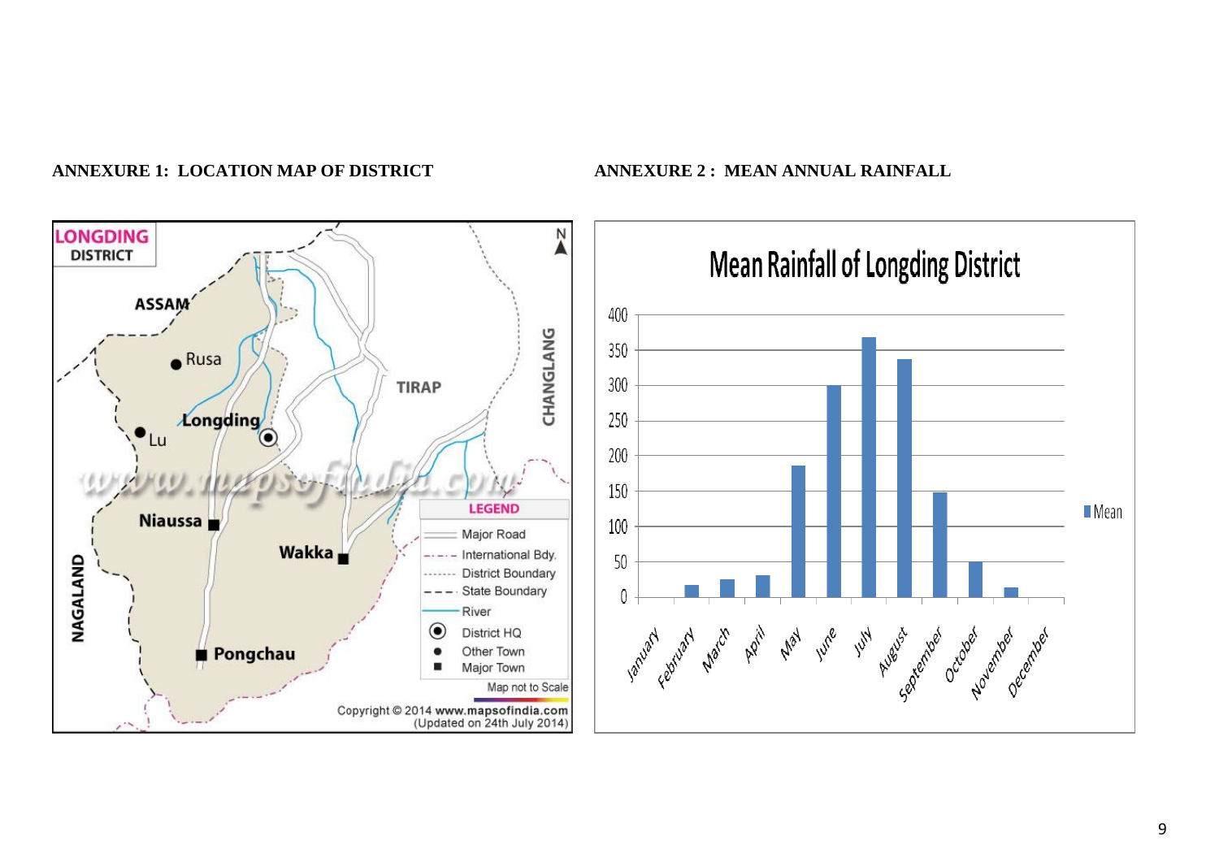**ANNEXURE 1: LOCATION MAP OF DISTRICT**

**ANNEXURE 2 : MEAN ANNUAL RAINFALL**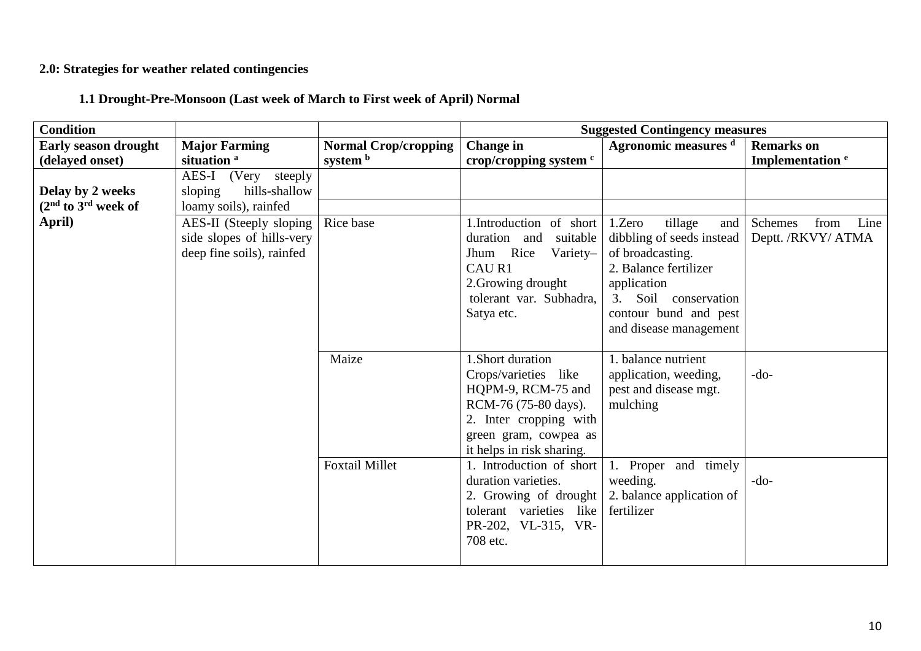**2.0: Strategies for weather related contingencies**

**1.1 Drought-Pre-Monsoon (Last week of March to First week of April) Normal**

| **Condition** | | | **Suggested Contingency measures** | | |
|---|---|---|---|---|---|
| **Early season drought (delayed onset)** | **Major Farming situation** [a] | **Normal Crop/cropping system** [b] | **Change in crop/cropping system** [c] | **Agronomic measures** [d] | **Remarks on Implementation** [e] |
| **Delay by 2 weeks (2nd to 3rd week of April)** | AES-I (Very steeply sloping hills-shallow loamy soils), rainfed | | | | |
| | AES-II (Steeply sloping side slopes of hills-very deep fine soils), rainfed | Rice base | 1.Introduction of short duration and suitable Jhum Rice Variety– CAU R1<br>2.Growing drought tolerant var. Subhadra, Satya etc. | 1.Zero tillage and dibbling of seeds instead of broadcasting.<br>2. Balance fertilizer application<br>3. Soil conservation contour bund and pest and disease management | Schemes from Line Deptt. /RKVY/ ATMA |
| | | Maize | 1.Short duration Crops/varieties like HQPM-9, RCM-75 and RCM-76 (75-80 days).<br>2. Inter cropping with green gram, cowpea as it helps in risk sharing. | 1. balance nutrient application, weeding, pest and disease mgt. mulching | -do- |
| | | Foxtail Millet | 1. Introduction of short duration varieties.<br>2. Growing of drought tolerant varieties like PR-202, VL-315, VR-708 etc. | 1. Proper and timely weeding.<br>2. balance application of fertilizer | -do- |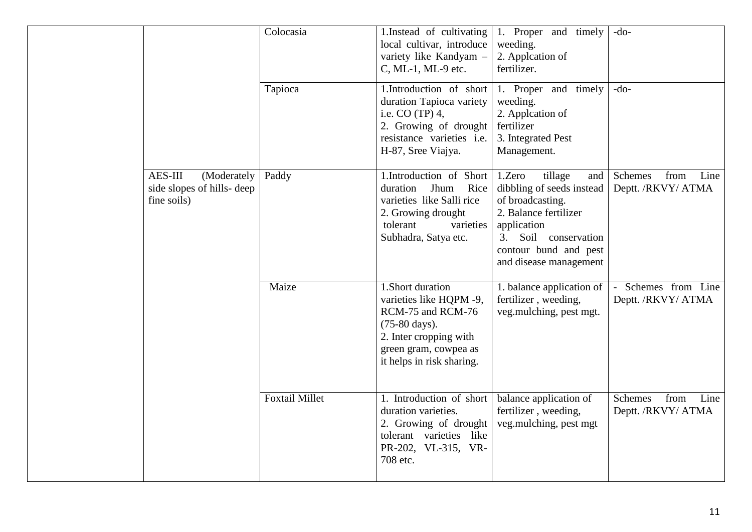| | | | | | |
|---|---|---|---|---|---|
| | | Colocasia | 1.Instead of cultivating local cultivar, introduce variety like Kandyam – C, ML-1, ML-9 etc. | 1. Proper and timely weeding.<br>2. Applcation of fertilizer. | -do- |
| | | Tapioca | 1.Introduction of short duration Tapioca variety i.e. CO (TP) 4,<br>2. Growing of drought resistance varieties i.e. H-87, Sree Viajya. | 1. Proper and timely weeding.<br>2. Applcation of fertilizer<br>3. Integrated Pest Management. | -do- |
| | AES-III (Moderately side slopes of hills- deep fine soils) | Paddy | 1.Introduction of Short duration Jhum Rice varieties like Salli rice<br>2. Growing drought tolerant varieties Subhadra, Satya etc. | 1.Zero tillage and dibbling of seeds instead of broadcasting.<br>2. Balance fertilizer application<br>3. Soil conservation contour bund and pest and disease management | Schemes from Line Deptt. /RKVY/ ATMA |
| | | Maize | 1.Short duration varieties like HQPM -9, RCM-75 and RCM-76 (75-80 days).<br>2. Inter cropping with green gram, cowpea as it helps in risk sharing. | 1. balance application of fertilizer , weeding, veg.mulching, pest mgt. | - Schemes from Line Deptt. /RKVY/ ATMA |
| | | Foxtail Millet | 1. Introduction of short duration varieties.<br>2. Growing of drought tolerant varieties like PR-202, VL-315, VR-708 etc. | balance application of fertilizer , weeding, veg.mulching, pest mgt | Schemes from Line Deptt. /RKVY/ ATMA |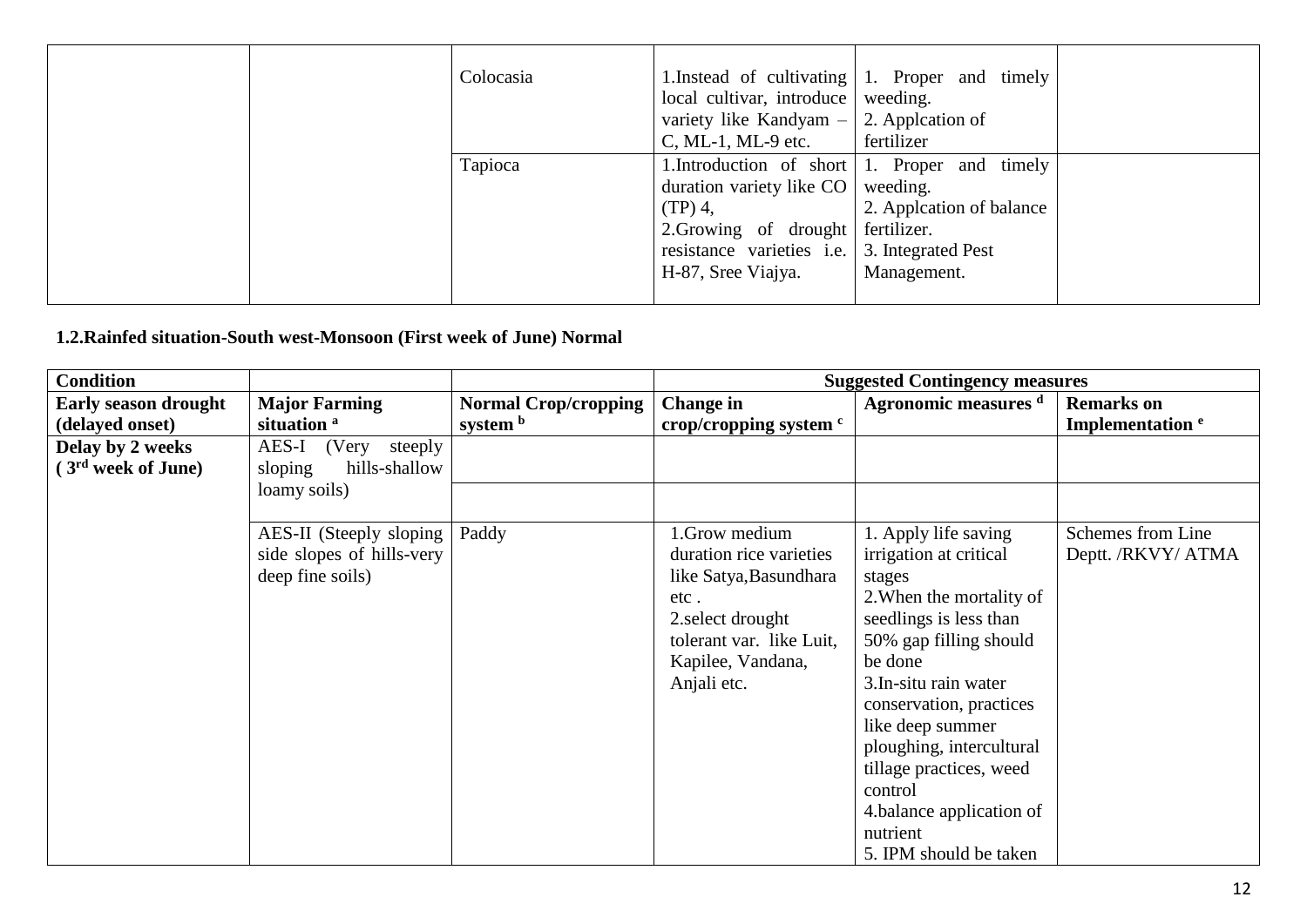| | | | | | |
|---|---|---|---|---|---|
| | | Colocasia | 1.Instead of cultivating local cultivar, introduce variety like Kandyam – C, ML-1, ML-9 etc. | 1. Proper and timely weeding.<br>2. Applcation of fertilizer | |
| | | Tapioca | 1.Introduction of short duration variety like CO (TP) 4,<br>2.Growing of drought resistance varieties i.e. H-87, Sree Viajya. | 1. Proper and timely weeding.<br>2. Applcation of balance fertilizer.<br>3. Integrated Pest Management. | |

**1.2.Rainfed situation-South west-Monsoon (First week of June) Normal**

| Condition | | | Suggested Contingency measures | | |
|---|---|---|---|---|---|
| **Early season drought (delayed onset)** | **Major Farming situation [a]** | **Normal Crop/cropping system [b]** | **Change in crop/cropping system [c]** | **Agronomic measures [d]** | **Remarks on Implementation [e]** |
| **Delay by 2 weeks ( 3rd week of June)** | AES-I (Very steeply sloping hills-shallow loamy soils) | | | | |
| | | | | | |
| | AES-II (Steeply sloping side slopes of hills-very deep fine soils) | Paddy | 1.Grow medium duration rice varieties like Satya,Basundhara etc .<br>2.select drought tolerant var. like Luit, Kapilee, Vandana, Anjali etc. | 1. Apply life saving irrigation at critical stages<br>2.When the mortality of seedlings is less than 50% gap filling should be done<br>3.In-situ rain water conservation, practices like deep summer ploughing, intercultural tillage practices, weed control<br>4.balance application of nutrient<br>5. IPM should be taken | Schemes from Line Deptt. /RKVY/ ATMA |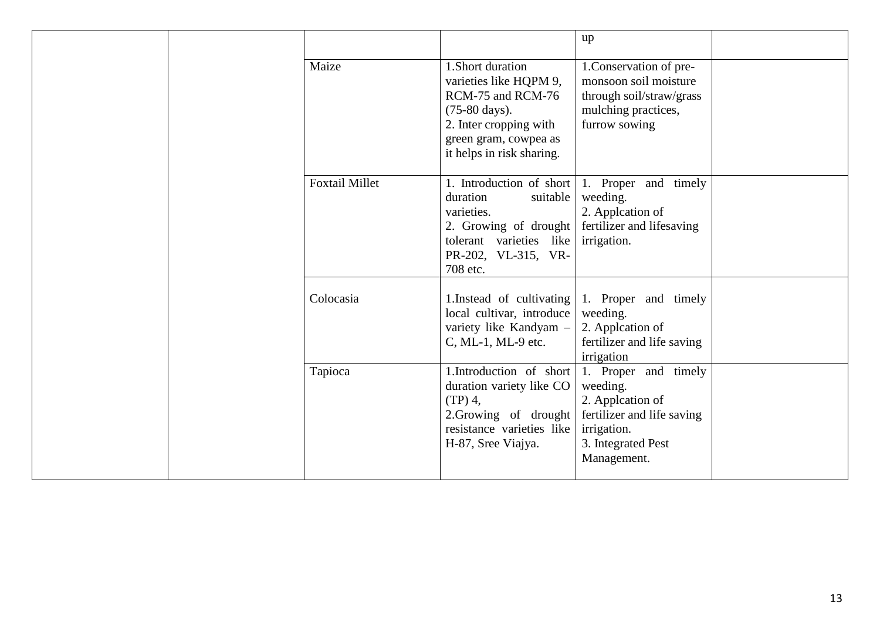| | | | | | |
|---|---|---|---|---|---|
| | | | | up | |
| | | Maize | 1.Short duration varieties like HQPM 9, RCM-75 and RCM-76 (75-80 days).<br>2. Inter cropping with green gram, cowpea as it helps in risk sharing. | 1.Conservation of pre-monsoon soil moisture through soil/straw/grass mulching practices, furrow sowing | |
| | | Foxtail Millet | 1. Introduction of short duration suitable varieties.<br>2. Growing of drought tolerant varieties like PR-202, VL-315, VR-708 etc. | 1. Proper and timely weeding.<br>2. Applcation of fertilizer and lifesaving irrigation. | |
| | | Colocasia | 1.Instead of cultivating local cultivar, introduce variety like Kandyam – C, ML-1, ML-9 etc. | 1. Proper and timely weeding.<br>2. Applcation of fertilizer and life saving irrigation | |
| | | Tapioca | 1.Introduction of short duration variety like CO (TP) 4,<br>2.Growing of drought resistance varieties like H-87, Sree Viajya. | 1. Proper and timely weeding.<br>2. Applcation of fertilizer and life saving irrigation.<br>3. Integrated Pest Management. | |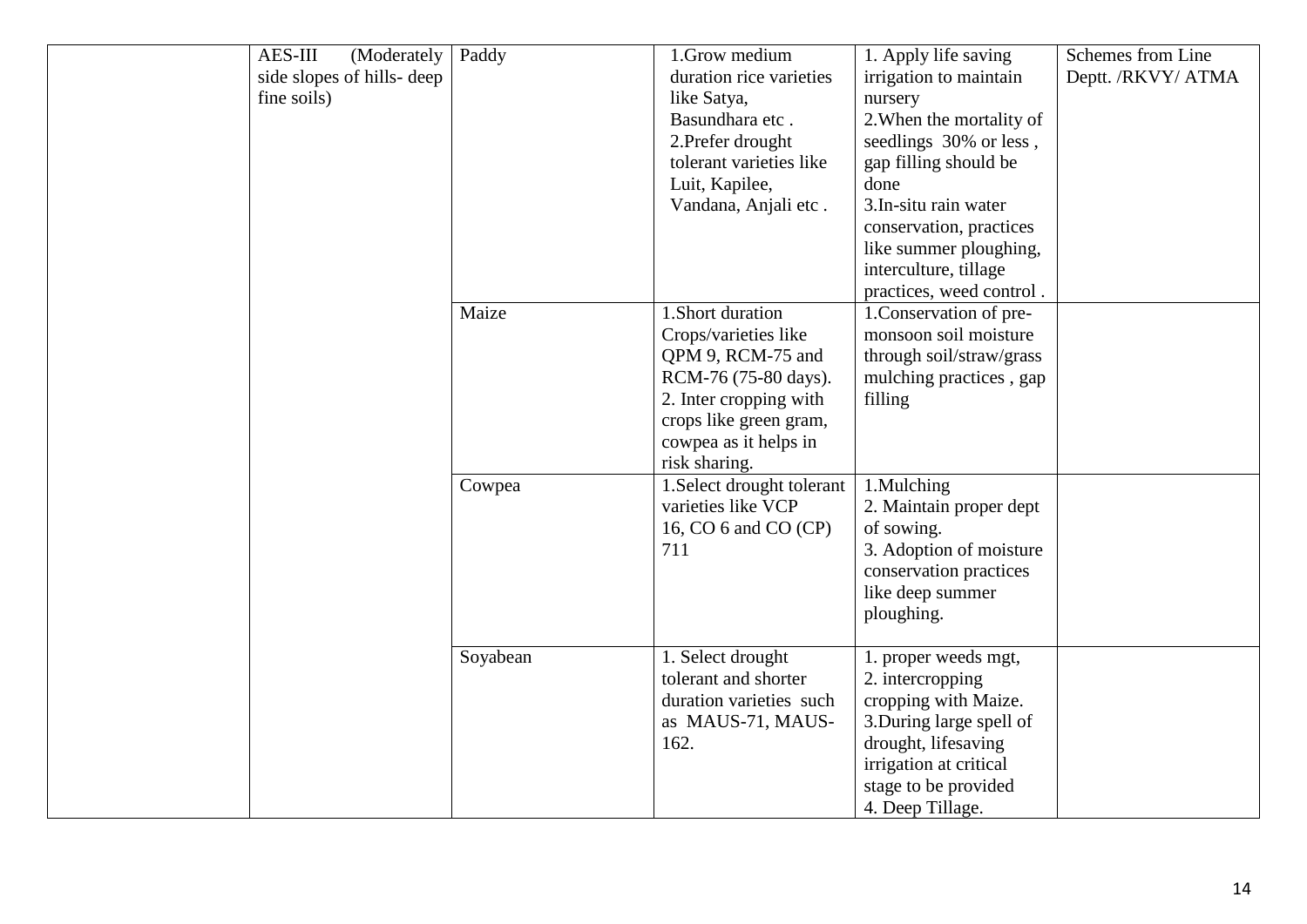| | | | | | |
|---|---|---|---|---|---|
| | AES-III (Moderately side slopes of hills- deep fine soils) | Paddy | 1.Grow medium duration rice varieties like Satya, Basundhara etc .<br>2.Prefer drought tolerant varieties like Luit, Kapilee, Vandana, Anjali etc . | 1. Apply life saving irrigation to maintain nursery<br>2.When the mortality of seedlings 30% or less , gap filling should be done<br>3.In-situ rain water conservation, practices like summer ploughing, interculture, tillage practices, weed control . | Schemes from Line Deptt. /RKVY/ ATMA |
| | | Maize | 1.Short duration Crops/varieties like QPM 9, RCM-75 and RCM-76 (75-80 days).<br>2. Inter cropping with crops like green gram, cowpea as it helps in risk sharing. | 1.Conservation of pre-monsoon soil moisture through soil/straw/grass mulching practices , gap filling | |
| | | Cowpea | 1.Select drought tolerant varieties like VCP 16, CO 6 and CO (CP) 711 | 1.Mulching<br>2. Maintain proper dept of sowing.<br>3. Adoption of moisture conservation practices like deep summer ploughing. | |
| | | Soyabean | 1. Select drought tolerant and shorter duration varieties such as MAUS-71, MAUS-162. | 1. proper weeds mgt,<br>2. intercropping cropping with Maize.<br>3.During large spell of drought, lifesaving irrigation at critical stage to be provided<br>4. Deep Tillage. | |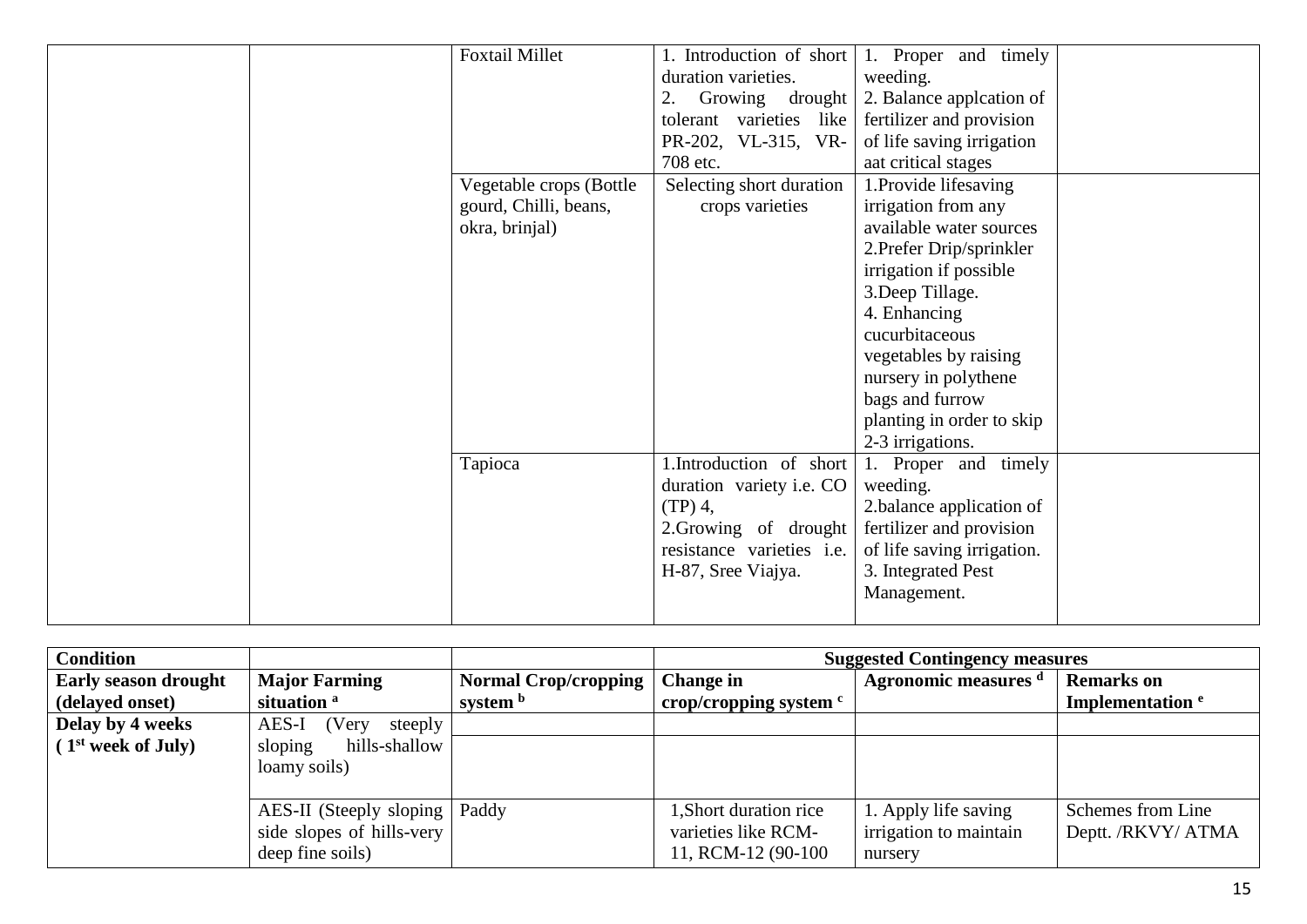|  |  | Foxtail Millet | 1. Introduction of short duration varieties.<br>2. Growing drought tolerant varieties like PR-202, VL-315, VR-708 etc. | 1. Proper and timely weeding.<br>2. Balance applcation of fertilizer and provision of life saving irrigation aat critical stages |  |
|---|---|---|---|---|---|
|  |  | Vegetable crops (Bottle gourd, Chilli, beans, okra, brinjal) | Selecting short duration crops varieties | 1.Provide lifesaving irrigation from any available water sources<br>2.Prefer Drip/sprinkler irrigation if possible<br>3.Deep Tillage.<br>4. Enhancing cucurbitaceous vegetables by raising nursery in polythene bags and furrow planting in order to skip 2-3 irrigations. |  |
|  |  | Tapioca | 1.Introduction of short duration variety i.e. CO (TP) 4,<br>2.Growing of drought resistance varieties i.e. H-87, Sree Viajya. | 1. Proper and timely weeding.<br>2.balance application of fertilizer and provision of life saving irrigation.<br>3. Integrated Pest Management. |  |

| **Condition** |  |  | **Suggested Contingency measures** |  |  |
|---|---|---|---|---|---|
| **Early season drought (delayed onset)** | **Major Farming situation [a]** | **Normal Crop/cropping system [b]** | **Change in crop/cropping system [c]** | **Agronomic measures [d]** | **Remarks on Implementation [e]** |
| **Delay by 4 weeks (1st week of July)** | AES-I (Very steeply sloping hills-shallow loamy soils) |  |  |  |  |
|  | AES-II (Steeply sloping side slopes of hills-very deep fine soils) | Paddy | 1,Short duration rice varieties like RCM-11, RCM-12 (90-100 | 1. Apply life saving irrigation to maintain nursery | Schemes from Line Deptt. /RKVY/ ATMA |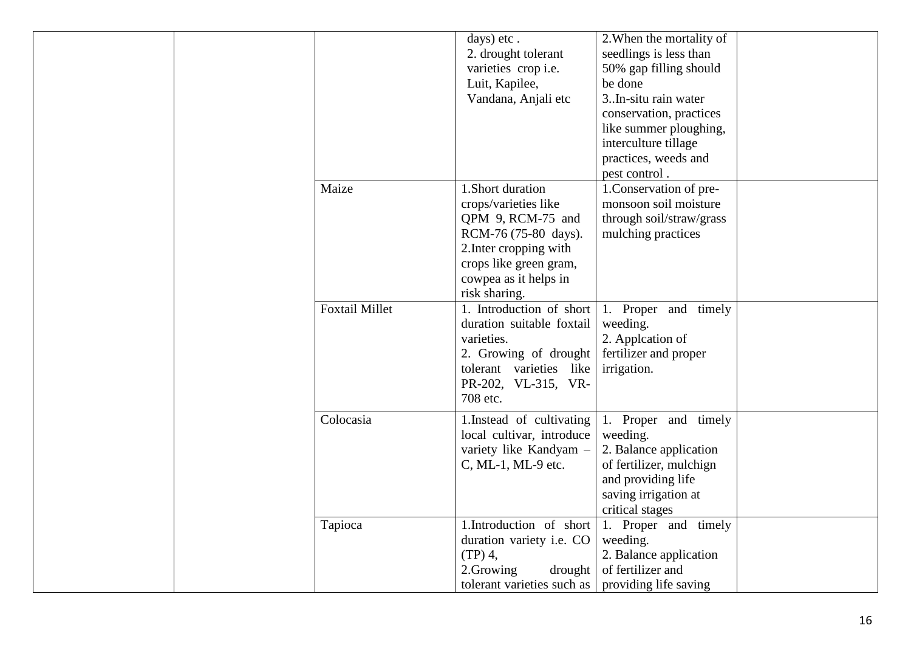| | | | | | |
|---|---|---|---|---|---|
| | | | days) etc .<br>2. drought tolerant varieties crop i.e. Luit, Kapilee, Vandana, Anjali etc | 2.When the mortality of seedlings is less than 50% gap filling should be done<br>3..In-situ rain water conservation, practices like summer ploughing, interculture tillage practices, weeds and pest control . | |
| | | Maize | 1.Short duration crops/varieties like QPM 9, RCM-75 and RCM-76 (75-80 days).<br>2.Inter cropping with crops like green gram, cowpea as it helps in risk sharing. | 1.Conservation of pre-monsoon soil moisture through soil/straw/grass mulching practices | |
| | | Foxtail Millet | 1. Introduction of short duration suitable foxtail varieties.<br>2. Growing of drought tolerant varieties like PR-202, VL-315, VR-708 etc. | 1. Proper and timely weeding.<br>2. Applcation of fertilizer and proper irrigation. | |
| | | Colocasia | 1.Instead of cultivating local cultivar, introduce variety like Kandyam – C, ML-1, ML-9 etc. | 1. Proper and timely weeding.<br>2. Balance application of fertilizer, mulchign and providing life saving irrigation at critical stages | |
| | | Tapioca | 1.Introduction of short duration variety i.e. CO (TP) 4,<br>2.Growing drought tolerant varieties such as | 1. Proper and timely weeding.<br>2. Balance application of fertilizer and providing life saving | |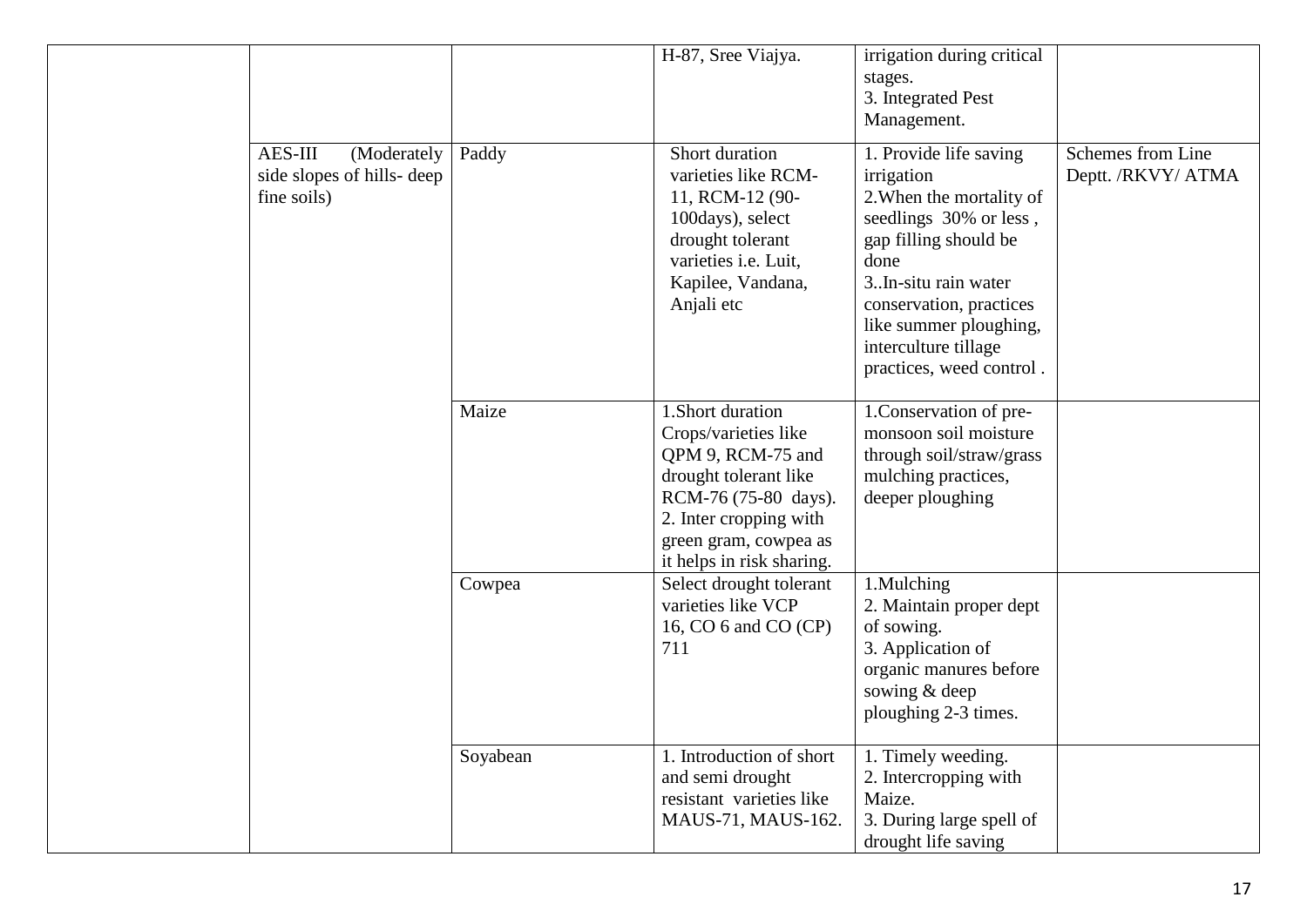| | | | | | |
|---|---|---|---|---|---|
| | | | H-87, Sree Viajya. | irrigation during critical stages.<br>3. Integrated Pest Management. | |
| | AES-III (Moderately side slopes of hills- deep fine soils) | Paddy | Short duration varieties like RCM-11, RCM-12 (90-100days), select drought tolerant varieties i.e. Luit, Kapilee, Vandana, Anjali etc | 1. Provide life saving irrigation<br>2.When the mortality of seedlings 30% or less , gap filling should be done<br>3..In-situ rain water conservation, practices like summer ploughing, interculture tillage practices, weed control . | Schemes from Line Deptt. /RKVY/ ATMA |
| | | Maize | 1.Short duration Crops/varieties like QPM 9, RCM-75 and drought tolerant like RCM-76 (75-80 days).<br>2. Inter cropping with green gram, cowpea as it helps in risk sharing. | 1.Conservation of pre-monsoon soil moisture through soil/straw/grass mulching practices, deeper ploughing | |
| | | Cowpea | Select drought tolerant varieties like VCP 16, CO 6 and CO (CP) 711 | 1.Mulching<br>2. Maintain proper dept of sowing.<br>3. Application of organic manures before sowing & deep ploughing 2-3 times. | |
| | | Soyabean | 1. Introduction of short and semi drought resistant varieties like MAUS-71, MAUS-162. | 1. Timely weeding.<br>2. Intercropping with Maize.<br>3. During large spell of drought life saving | |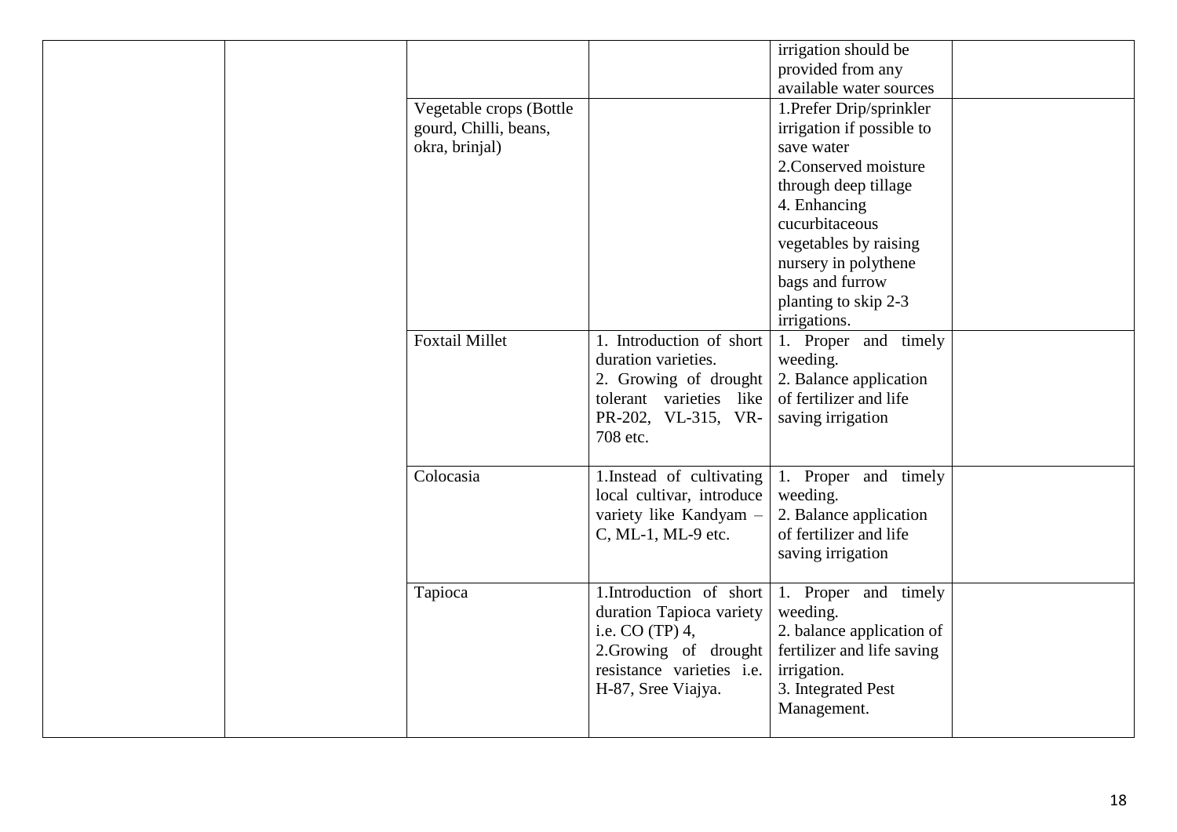| | | | | | |
|---|---|---|---|---|---|
| | | | | irrigation should be provided from any available water sources | |
| | | Vegetable crops (Bottle gourd, Chilli, beans, okra, brinjal) | | 1.Prefer Drip/sprinkler irrigation if possible to save water<br>2.Conserved moisture through deep tillage<br>4. Enhancing cucurbitaceous vegetables by raising nursery in polythene bags and furrow planting to skip 2-3 irrigations. | |
| | | Foxtail Millet | 1. Introduction of short duration varieties.<br>2. Growing of drought tolerant varieties like PR-202, VL-315, VR-708 etc. | 1. Proper and timely weeding.<br>2. Balance application of fertilizer and life saving irrigation | |
| | | Colocasia | 1.Instead of cultivating local cultivar, introduce variety like Kandyam – C, ML-1, ML-9 etc. | 1. Proper and timely weeding.<br>2. Balance application of fertilizer and life saving irrigation | |
| | | Tapioca | 1.Introduction of short duration Tapioca variety i.e. CO (TP) 4,<br>2.Growing of drought resistance varieties i.e. H-87, Sree Viajya. | 1. Proper and timely weeding.<br>2. balance application of fertilizer and life saving irrigation.<br>3. Integrated Pest Management. | |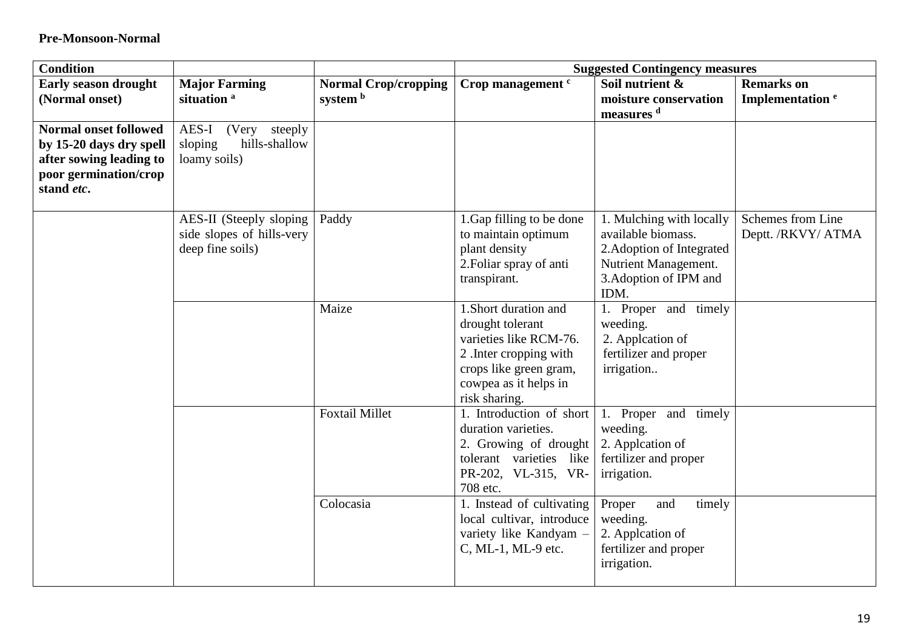**Pre-Monsoon-Normal**

| Condition | | | Suggested Contingency measures | | |
|---|---|---|---|---|---|
| **Early season drought (Normal onset)** | **Major Farming situation [a]** | **Normal Crop/cropping system [b]** | **Crop management [c]** | **Soil nutrient & moisture conservation measures [d]** | **Remarks on Implementation [e]** |
| **Normal onset followed by 15-20 days dry spell after sowing leading to poor germination/crop stand** ***etc*****.** | AES-I (Very steeply sloping hills-shallow loamy soils) | | | | |
| | AES-II (Steeply sloping side slopes of hills-very deep fine soils) | Paddy | 1.Gap filling to be done to maintain optimum plant density<br>2.Foliar spray of anti transpirant. | 1. Mulching with locally available biomass.<br>2.Adoption of Integrated Nutrient Management.<br>3.Adoption of IPM and IDM. | Schemes from Line Deptt. /RKVY/ ATMA |
| | | Maize | 1.Short duration and drought tolerant varieties like RCM-76.<br>2 .Inter cropping with crops like green gram, cowpea as it helps in risk sharing. | 1. Proper and timely weeding.<br>2. Applcation of fertilizer and proper irrigation.. | |
| | | Foxtail Millet | 1. Introduction of short duration varieties.<br>2. Growing of drought tolerant varieties like PR-202, VL-315, VR-708 etc. | 1. Proper and timely weeding.<br>2. Applcation of fertilizer and proper irrigation. | |
| | | Colocasia | 1. Instead of cultivating local cultivar, introduce variety like Kandyam – C, ML-1, ML-9 etc. | Proper and timely weeding.<br>2. Applcation of fertilizer and proper irrigation. | |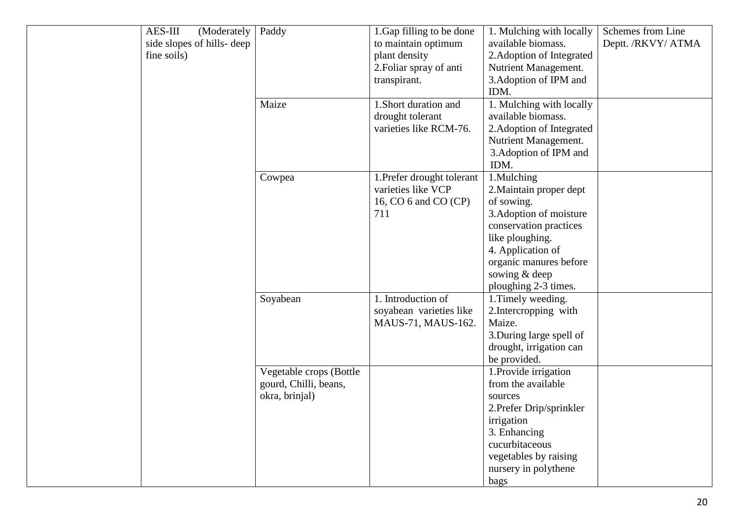| | | | | | |
|---|---|---|---|---|---|
| | AES-III (Moderately side slopes of hills- deep fine soils) | Paddy | 1.Gap filling to be done to maintain optimum plant density<br>2.Foliar spray of anti transpirant. | 1. Mulching with locally available biomass.<br>2.Adoption of Integrated Nutrient Management.<br>3.Adoption of IPM and IDM. | Schemes from Line Deptt. /RKVY/ ATMA |
| | | Maize | 1.Short duration and drought tolerant varieties like RCM-76. | 1. Mulching with locally available biomass.<br>2.Adoption of Integrated Nutrient Management.<br>3.Adoption of IPM and IDM. | |
| | | Cowpea | 1.Prefer drought tolerant varieties like VCP 16, CO 6 and CO (CP) 711 | 1.Mulching<br>2.Maintain proper dept of sowing.<br>3.Adoption of moisture conservation practices like ploughing.<br>4. Application of organic manures before sowing & deep ploughing 2-3 times. | |
| | | Soyabean | 1. Introduction of soyabean varieties like MAUS-71, MAUS-162. | 1.Timely weeding.<br>2.Intercropping with Maize.<br>3.During large spell of drought, irrigation can be provided. | |
| | | Vegetable crops (Bottle gourd, Chilli, beans, okra, brinjal) | | 1.Provide irrigation from the available sources<br>2.Prefer Drip/sprinkler irrigation<br>3. Enhancing cucurbitaceous vegetables by raising nursery in polythene bags | |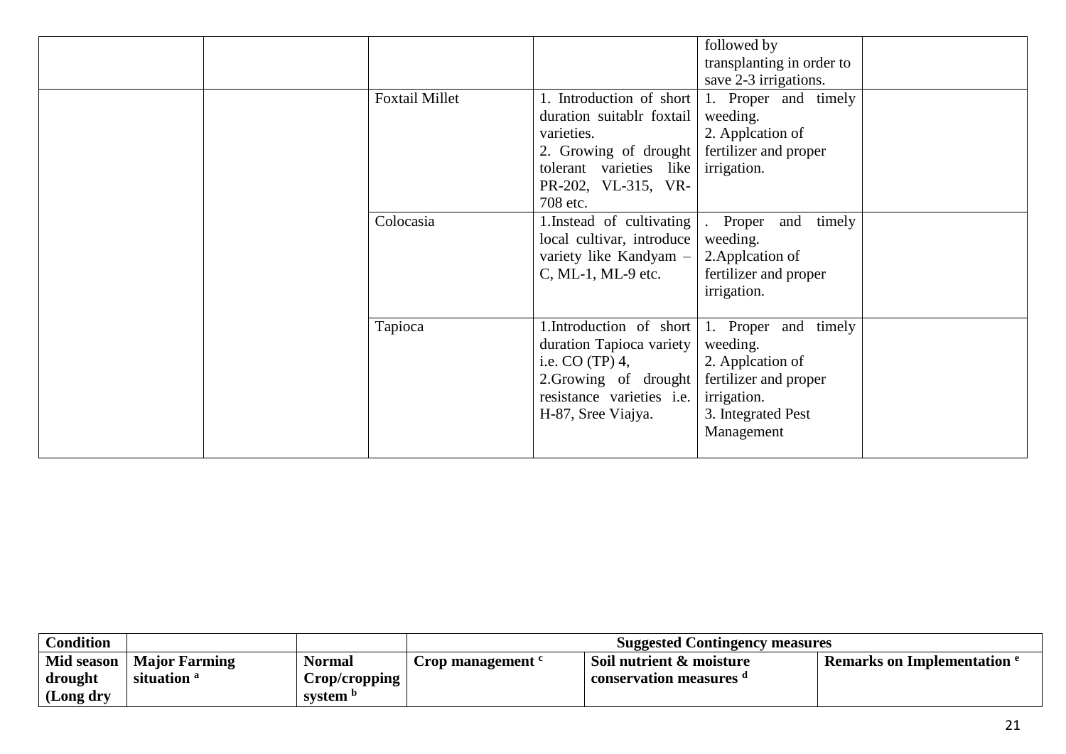| | | | | followed by transplanting in order to save 2-3 irrigations. | |
|---|---|---|---|---|---|
| | | Foxtail Millet | 1. Introduction of short duration suitablr foxtail varieties.<br>2. Growing of drought tolerant varieties like PR-202, VL-315, VR-708 etc. | 1. Proper and timely weeding.<br>2. Applcation of fertilizer and proper irrigation. | |
| | | Colocasia | 1.Instead of cultivating local cultivar, introduce variety like Kandyam – C, ML-1, ML-9 etc. | . Proper and timely weeding.<br>2.Applcation of fertilizer and proper irrigation. | |
| | | Tapioca | 1.Introduction of short duration Tapioca variety i.e. CO (TP) 4,<br>2.Growing of drought resistance varieties i.e. H-87, Sree Viajya. | 1. Proper and timely weeding.<br>2. Applcation of fertilizer and proper irrigation.<br>3. Integrated Pest Management | |

| **Condition** | | | **Suggested Contingency measures** | | |
|---|---|---|---|---|---|
| **Mid season drought (Long dry** | **Major Farming situation [a]** | **Normal Crop/cropping system [b]** | **Crop management [c]** | **Soil nutrient & moisture conservation measures [d]** | **Remarks on Implementation [e]** |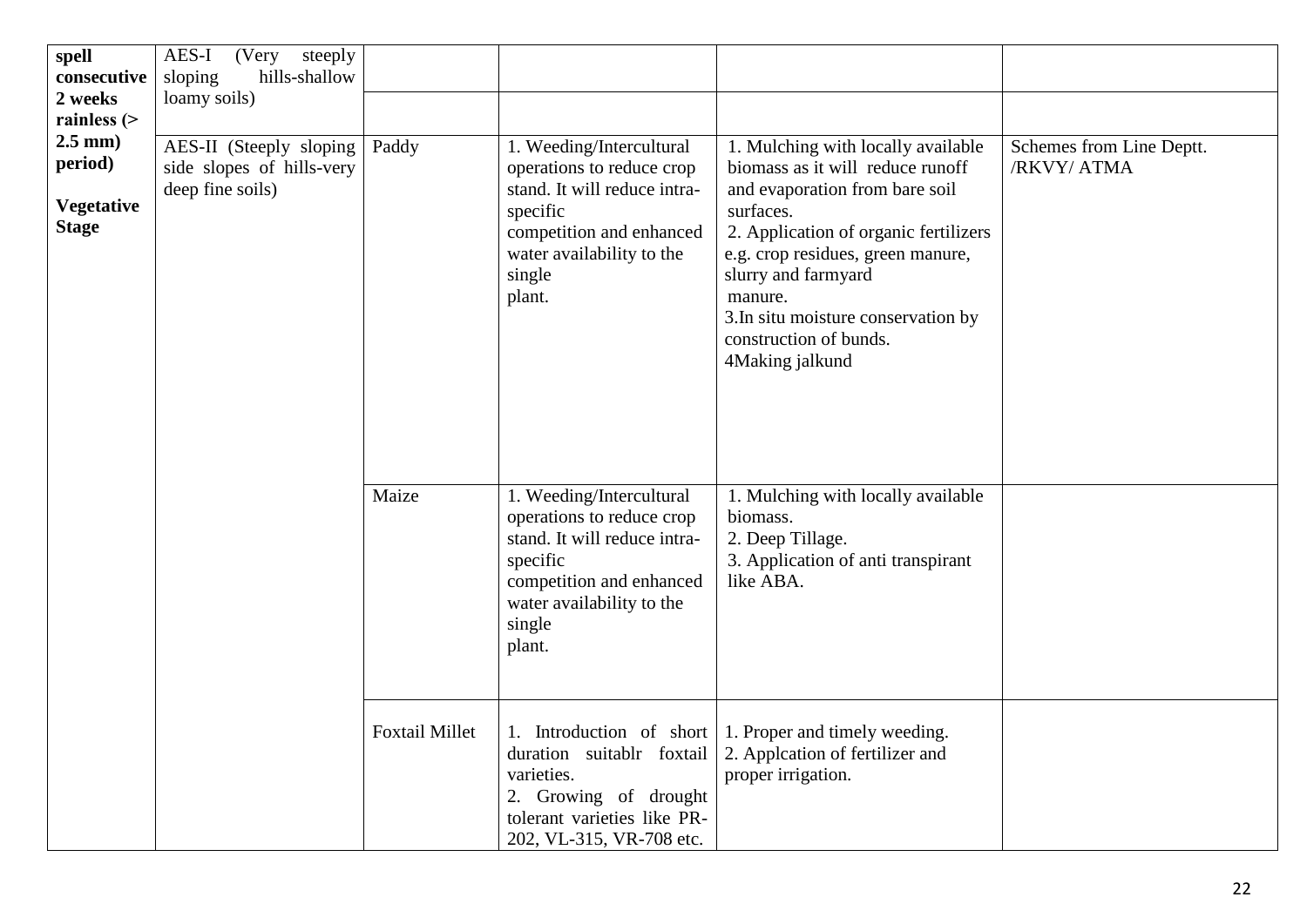| spell consecutive 2 weeks rainless (> 2.5 mm) period) **Vegetative Stage** | AES-I (Very steeply sloping hills-shallow loamy soils) | | | | |
|---|---|---|---|---|---|
| | | | | | |
| | AES-II (Steeply sloping side slopes of hills-very deep fine soils) | Paddy | 1. Weeding/Intercultural operations to reduce crop stand. It will reduce intra-specific competition and enhanced water availability to the single plant. | 1. Mulching with locally available biomass as it will reduce runoff and evaporation from bare soil surfaces.<br>2. Application of organic fertilizers e.g. crop residues, green manure, slurry and farmyard manure.<br>3.In situ moisture conservation by construction of bunds.<br>4Making jalkund | Schemes from Line Deptt. /RKVY/ ATMA |
| | | Maize | 1. Weeding/Intercultural operations to reduce crop stand. It will reduce intra-specific competition and enhanced water availability to the single plant. | 1. Mulching with locally available biomass.<br>2. Deep Tillage.<br>3. Application of anti transpirant like ABA. | |
| | | Foxtail Millet | 1. Introduction of short duration suitablr foxtail varieties.<br>2. Growing of drought tolerant varieties like PR-202, VL-315, VR-708 etc. | 1. Proper and timely weeding.<br>2. Applcation of fertilizer and proper irrigation. | |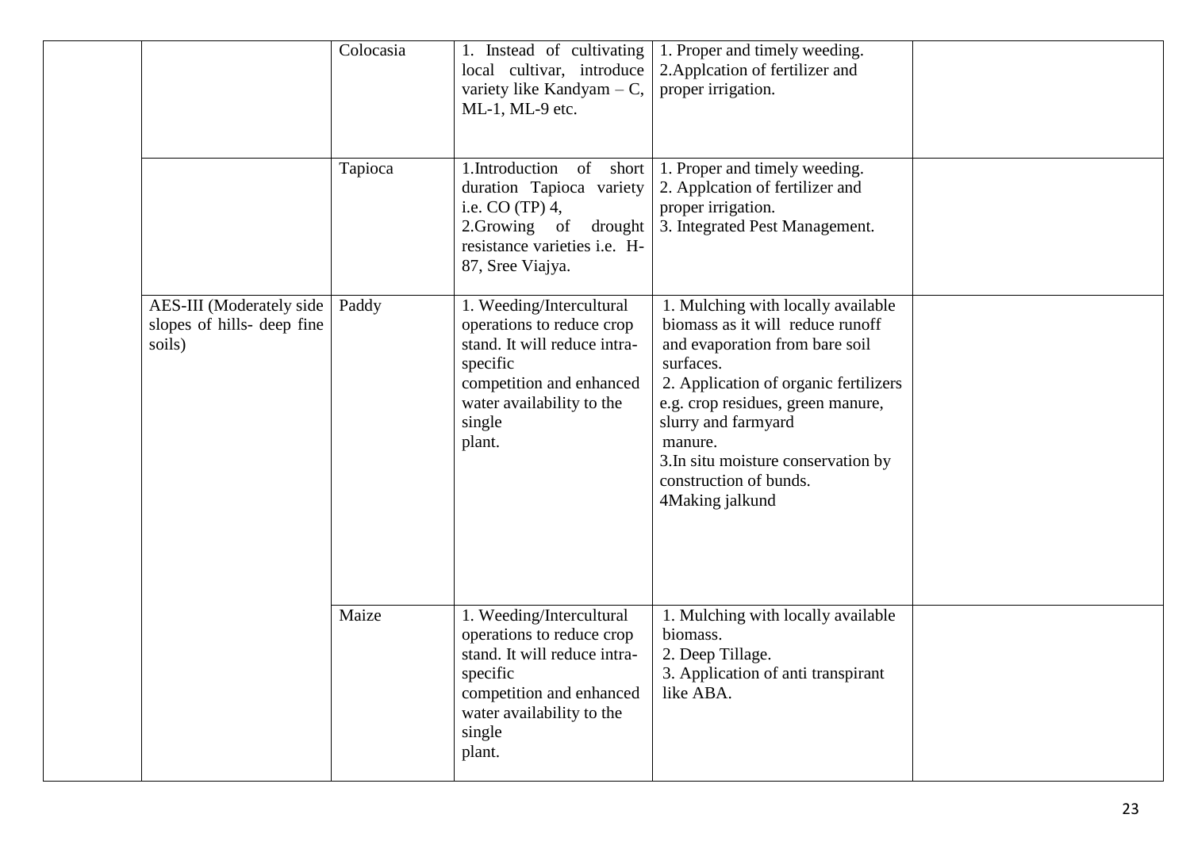| | | | | | |
|---|---|---|---|---|---|
| | | Colocasia | 1. Instead of cultivating local cultivar, introduce variety like Kandyam – C, ML-1, ML-9 etc. | 1. Proper and timely weeding.<br>2.Applcation of fertilizer and proper irrigation. | |
| | | Tapioca | 1.Introduction of short duration Tapioca variety i.e. CO (TP) 4,<br>2.Growing of drought resistance varieties i.e. H-87, Sree Viajya. | 1. Proper and timely weeding.<br>2. Applcation of fertilizer and proper irrigation.<br>3. Integrated Pest Management. | |
| | AES-III (Moderately side slopes of hills- deep fine soils) | Paddy | 1. Weeding/Intercultural operations to reduce crop stand. It will reduce intra-specific competition and enhanced water availability to the single plant. | 1. Mulching with locally available biomass as it will reduce runoff and evaporation from bare soil surfaces.<br>2. Application of organic fertilizers e.g. crop residues, green manure, slurry and farmyard manure.<br>3.In situ moisture conservation by construction of bunds.<br>4Making jalkund | |
| | | Maize | 1. Weeding/Intercultural operations to reduce crop stand. It will reduce intra-specific competition and enhanced water availability to the single plant. | 1. Mulching with locally available biomass.<br>2. Deep Tillage.<br>3. Application of anti transpirant like ABA. | |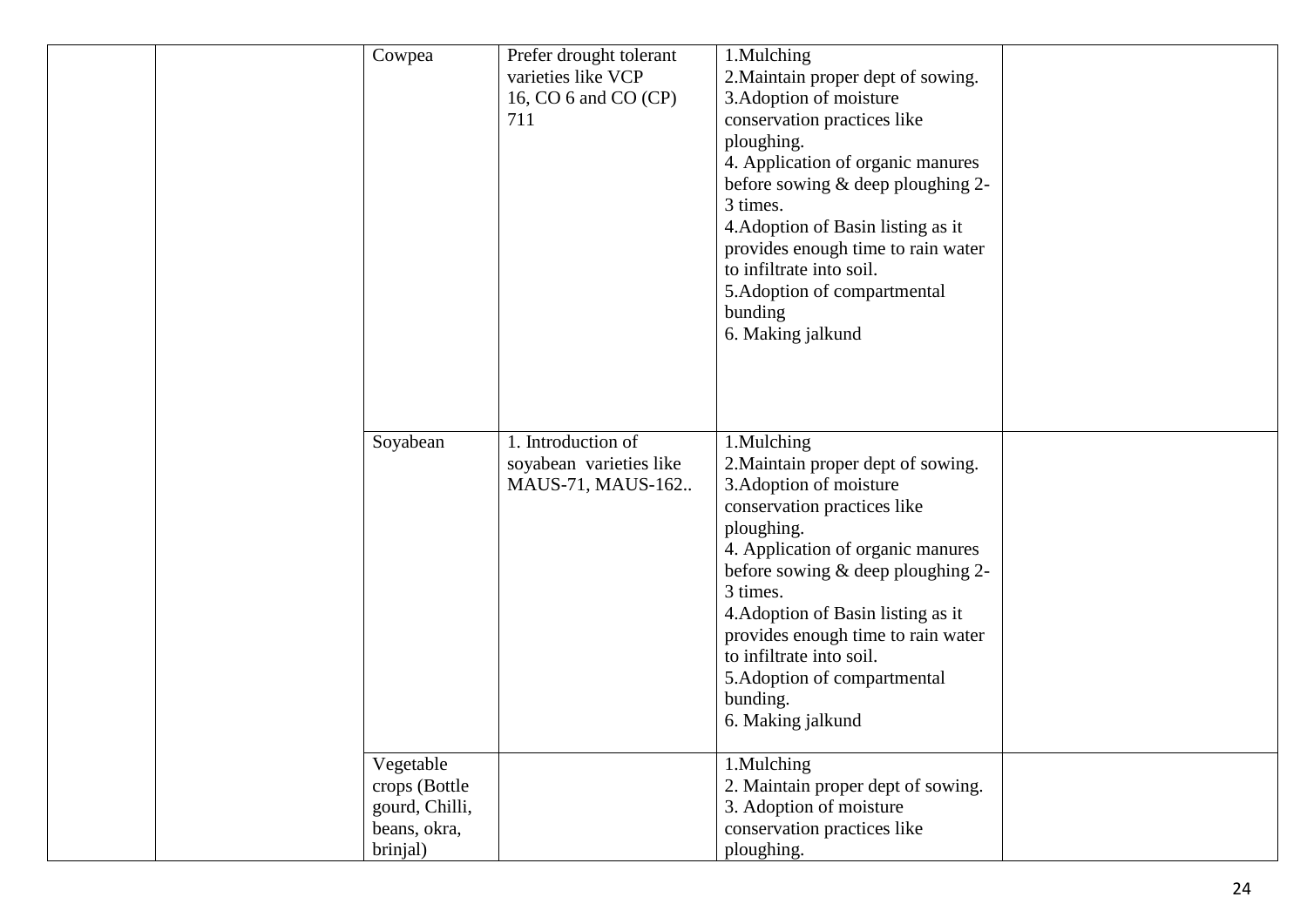|  |  | Cowpea | Prefer drought tolerant varieties like VCP 16, CO 6 and CO (CP) 711 | 1.Mulching<br>2.Maintain proper dept of sowing.<br>3.Adoption of moisture conservation practices like ploughing.<br>4. Application of organic manures before sowing & deep ploughing 2-3 times.<br>4.Adoption of Basin listing as it provides enough time to rain water to infiltrate into soil.<br>5.Adoption of compartmental bunding<br>6. Making jalkund |  |
|---|---|---|---|---|---|
|  |  | Soyabean | 1. Introduction of soyabean varieties like MAUS-71, MAUS-162.. | 1.Mulching<br>2.Maintain proper dept of sowing.<br>3.Adoption of moisture conservation practices like ploughing.<br>4. Application of organic manures before sowing & deep ploughing 2-3 times.<br>4.Adoption of Basin listing as it provides enough time to rain water to infiltrate into soil.<br>5.Adoption of compartmental bunding.<br>6. Making jalkund |  |
|  |  | Vegetable crops (Bottle gourd, Chilli, beans, okra, brinjal) |  | 1.Mulching<br>2. Maintain proper dept of sowing.<br>3. Adoption of moisture conservation practices like ploughing. |  |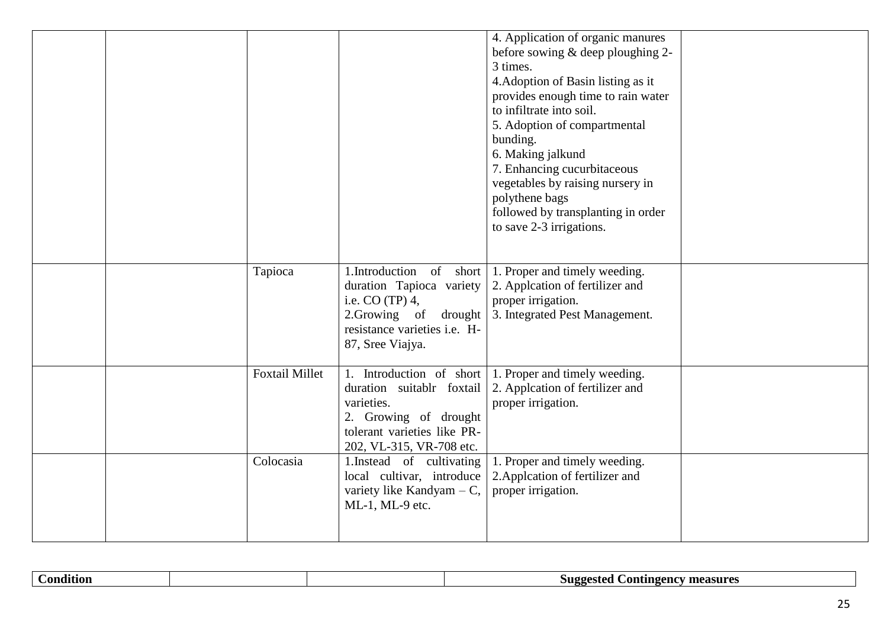| | | | | | |
|---|---|---|---|---|---|
| | | | | 4. Application of organic manures before sowing & deep ploughing 2-3 times.<br>4.Adoption of Basin listing as it provides enough time to rain water to infiltrate into soil.<br>5. Adoption of compartmental bunding.<br>6. Making jalkund<br>7. Enhancing cucurbitaceous vegetables by raising nursery in polythene bags followed by transplanting in order to save 2-3 irrigations. | |
| | | Tapioca | 1.Introduction of short duration Tapioca variety i.e. CO (TP) 4,<br>2.Growing of drought resistance varieties i.e. H-87, Sree Viajya. | 1. Proper and timely weeding.<br>2. Applcation of fertilizer and proper irrigation.<br>3. Integrated Pest Management. | |
| | | Foxtail Millet | 1. Introduction of short duration suitablr foxtail varieties.<br>2. Growing of drought tolerant varieties like PR-202, VL-315, VR-708 etc. | 1. Proper and timely weeding.<br>2. Applcation of fertilizer and proper irrigation. | |
| | | Colocasia | 1.Instead of cultivating local cultivar, introduce variety like Kandyam – C, ML-1, ML-9 etc. | 1. Proper and timely weeding.<br>2.Applcation of fertilizer and proper irrigation. | |

| **Condition** | | | **Suggested Contingency measures** |
|---|---|---|---|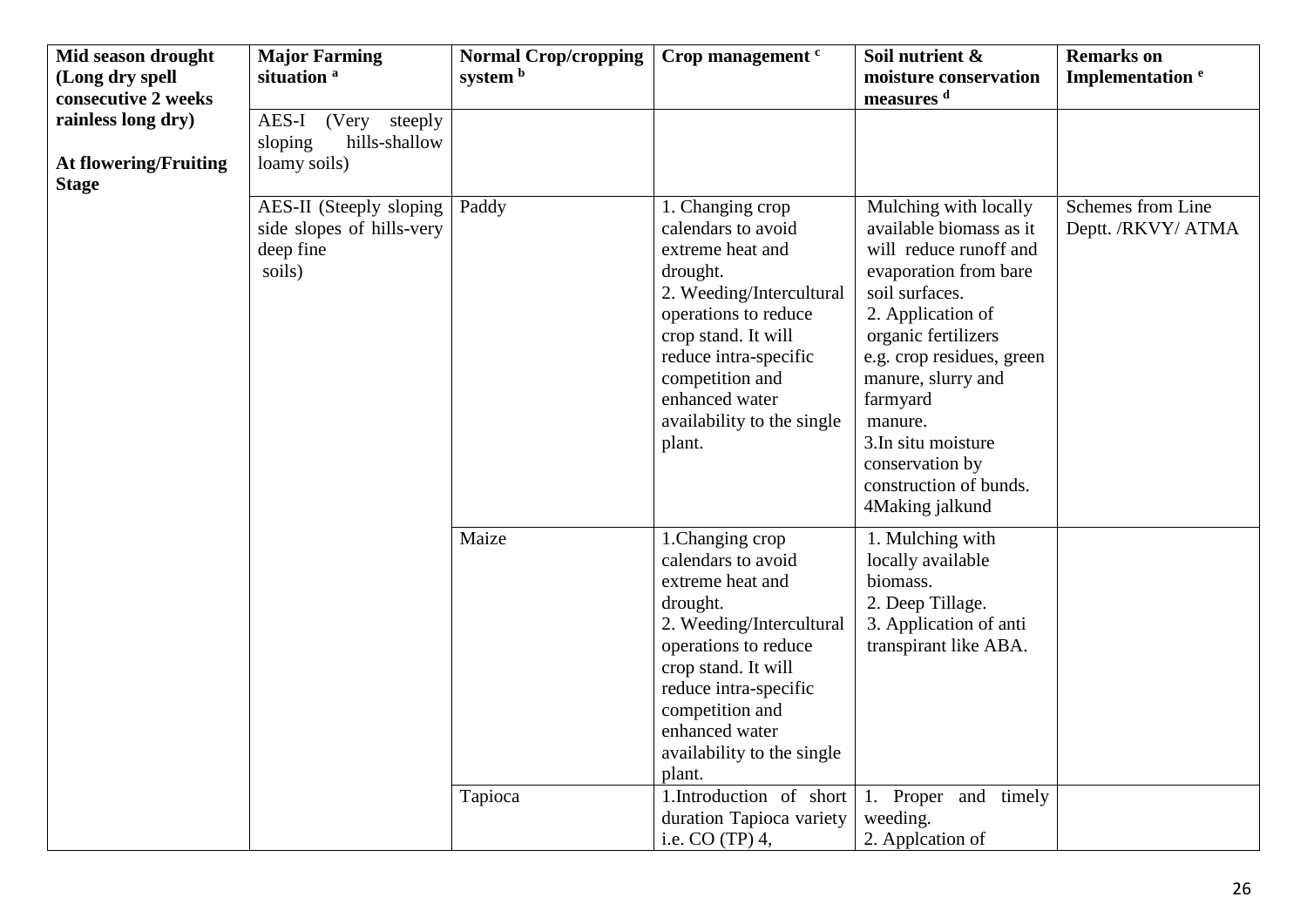| Mid season drought (Long dry spell consecutive 2 weeks rainless long dry) At flowering/Fruiting Stage | Major Farming situation [a] | Normal Crop/cropping system [b] | Crop management [c] | Soil nutrient & moisture conservation measures [d] | Remarks on Implementation [e] |
|---|---|---|---|---|---|
| | AES-I (Very steeply sloping hills-shallow loamy soils) | | | | |
| | AES-II (Steeply sloping side slopes of hills-very deep fine soils) | Paddy | 1. Changing crop calendars to avoid extreme heat and drought.<br>2. Weeding/Intercultural operations to reduce crop stand. It will reduce intra-specific competition and enhanced water availability to the single plant. | Mulching with locally available biomass as it will reduce runoff and evaporation from bare soil surfaces.<br>2. Application of organic fertilizers e.g. crop residues, green manure, slurry and farmyard manure.<br>3.In situ moisture conservation by construction of bunds.<br>4Making jalkund | Schemes from Line Deptt. /RKVY/ ATMA |
| | | Maize | 1.Changing crop calendars to avoid extreme heat and drought.<br>2. Weeding/Intercultural operations to reduce crop stand. It will reduce intra-specific competition and enhanced water availability to the single plant. | 1. Mulching with locally available biomass.<br>2. Deep Tillage.<br>3. Application of anti transpirant like ABA. | |
| | | Tapioca | 1.Introduction of short duration Tapioca variety i.e. CO (TP) 4, | 1. Proper and timely weeding.<br>2. Applcation of | |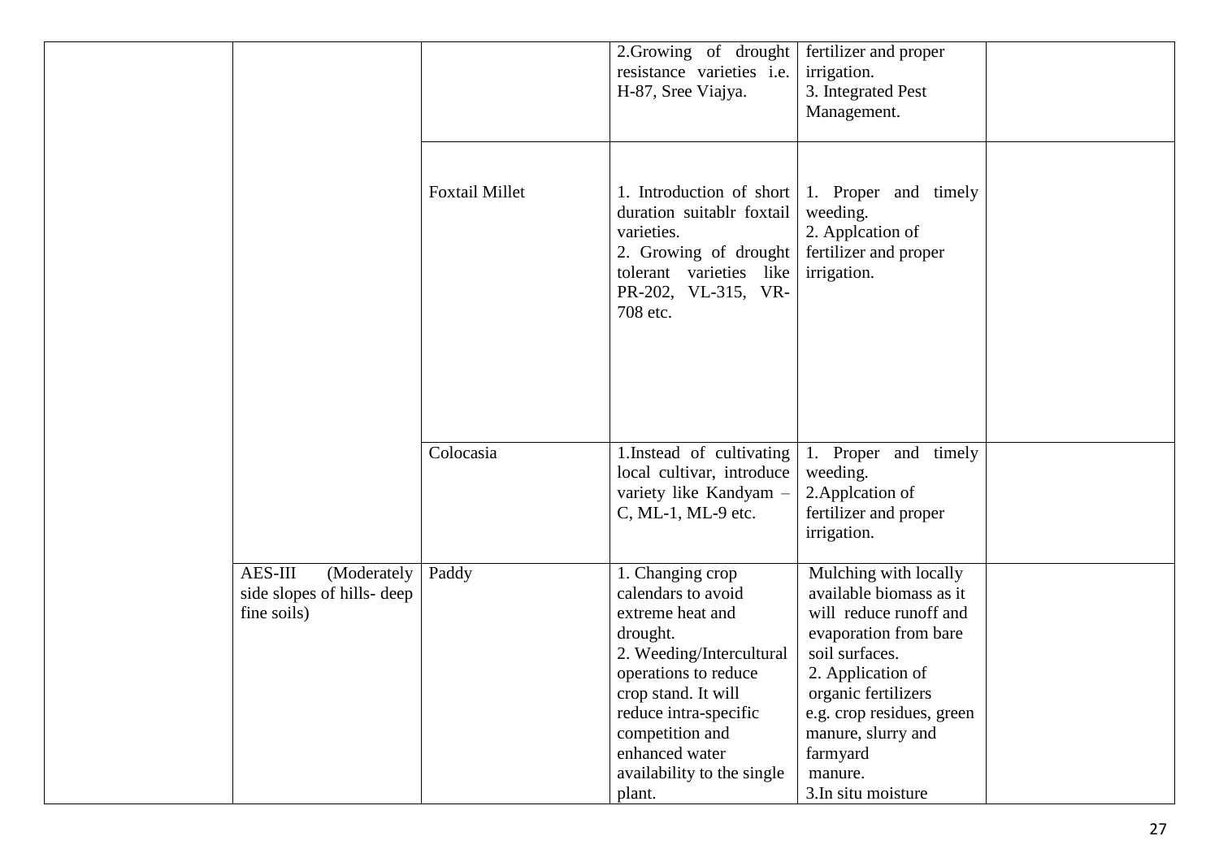|  |  |  | 2.Growing of drought resistance varieties i.e. H-87, Sree Viajya. | fertilizer and proper irrigation.<br>3. Integrated Pest Management. |  |
|---|---|---|---|---|---|
|  |  | Foxtail Millet | 1. Introduction of short duration suitablr foxtail varieties.<br>2. Growing of drought tolerant varieties like PR-202, VL-315, VR-708 etc. | 1. Proper and timely weeding.<br>2. Applcation of fertilizer and proper irrigation. |  |
|  |  | Colocasia | 1.Instead of cultivating local cultivar, introduce variety like Kandyam – C, ML-1, ML-9 etc. | 1. Proper and timely weeding.<br>2.Applcation of fertilizer and proper irrigation. |  |
|  | AES-III (Moderately side slopes of hills- deep fine soils) | Paddy | 1. Changing crop calendars to avoid extreme heat and drought.<br>2. Weeding/Intercultural operations to reduce crop stand. It will reduce intra-specific competition and enhanced water availability to the single plant. | Mulching with locally available biomass as it will reduce runoff and evaporation from bare soil surfaces.<br>2. Application of organic fertilizers e.g. crop residues, green manure, slurry and farmyard manure.<br>3.In situ moisture |  |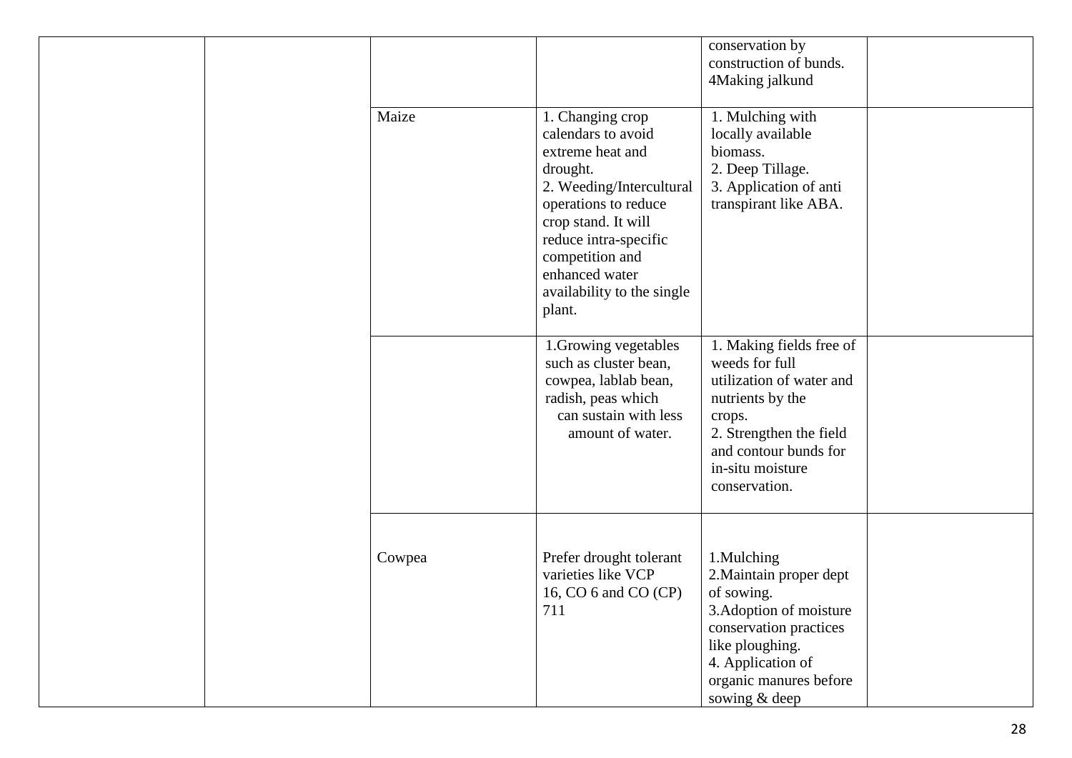| | | | | | |
|---|---|---|---|---|---|
| | | | | conservation by construction of bunds.<br>4Making jalkund | |
| | | Maize | 1. Changing crop calendars to avoid extreme heat and drought.<br>2. Weeding/Intercultural operations to reduce crop stand. It will reduce intra-specific competition and enhanced water availability to the single plant. | 1. Mulching with locally available biomass.<br>2. Deep Tillage.<br>3. Application of anti transpirant like ABA. | |
| | | | 1.Growing vegetables such as cluster bean, cowpea, lablab bean, radish, peas which can sustain with less amount of water. | 1. Making fields free of weeds for full utilization of water and nutrients by the crops.<br>2. Strengthen the field and contour bunds for in-situ moisture conservation. | |
| | | Cowpea | Prefer drought tolerant varieties like VCP 16, CO 6 and CO (CP) 711 | 1.Mulching<br>2.Maintain proper dept of sowing.<br>3.Adoption of moisture conservation practices like ploughing.<br>4. Application of organic manures before sowing & deep | |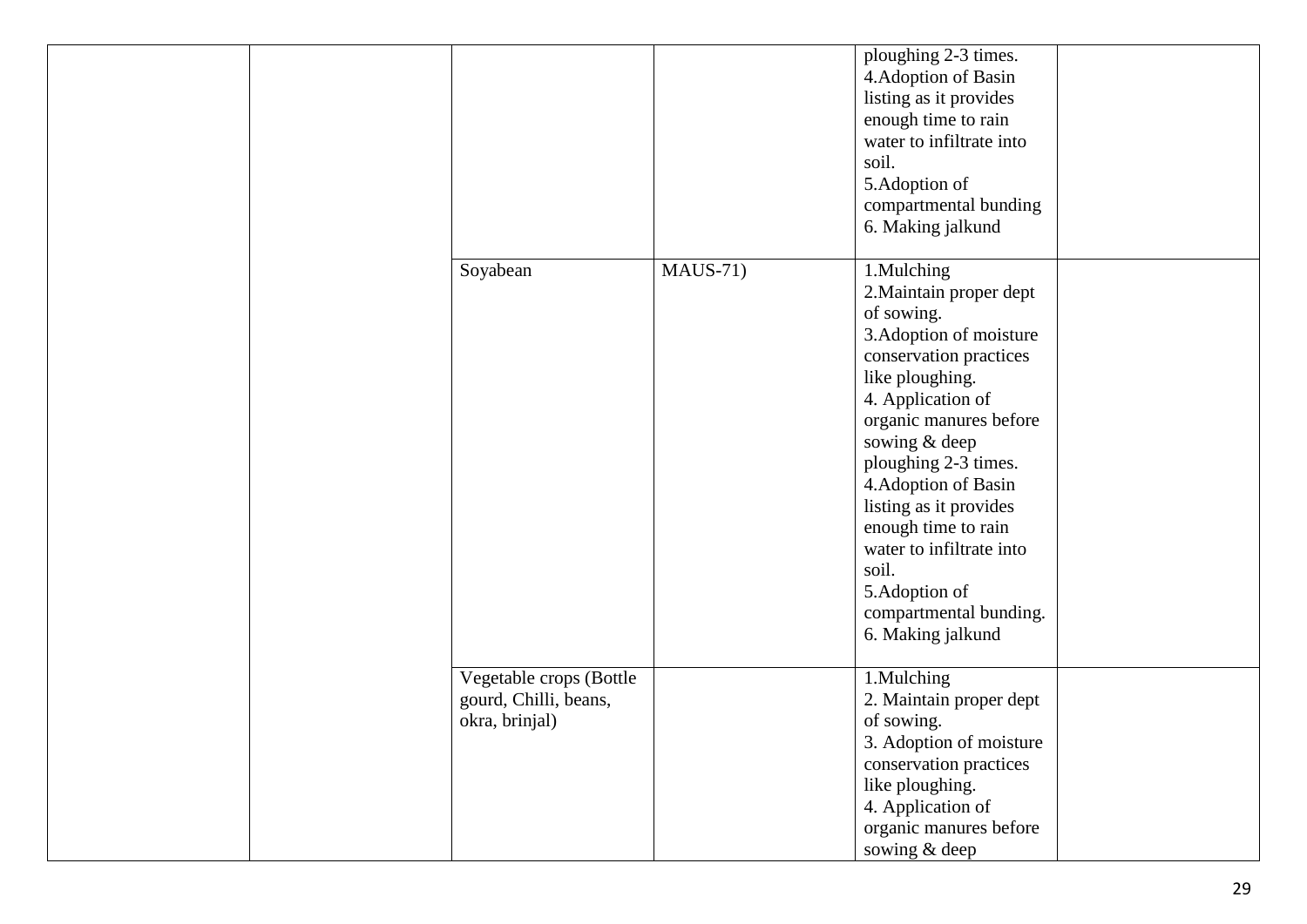| | | | | | |
|---|---|---|---|---|---|
| | | | | ploughing 2-3 times.<br>4.Adoption of Basin listing as it provides enough time to rain water to infiltrate into soil.<br>5.Adoption of compartmental bunding<br>6. Making jalkund | |
| | | Soyabean | MAUS-71) | 1.Mulching<br>2.Maintain proper dept of sowing.<br>3.Adoption of moisture conservation practices like ploughing.<br>4. Application of organic manures before sowing & deep ploughing 2-3 times.<br>4.Adoption of Basin listing as it provides enough time to rain water to infiltrate into soil.<br>5.Adoption of compartmental bunding.<br>6. Making jalkund | |
| | | Vegetable crops (Bottle gourd, Chilli, beans, okra, brinjal) | | 1.Mulching<br>2. Maintain proper dept of sowing.<br>3. Adoption of moisture conservation practices like ploughing.<br>4. Application of organic manures before sowing & deep | |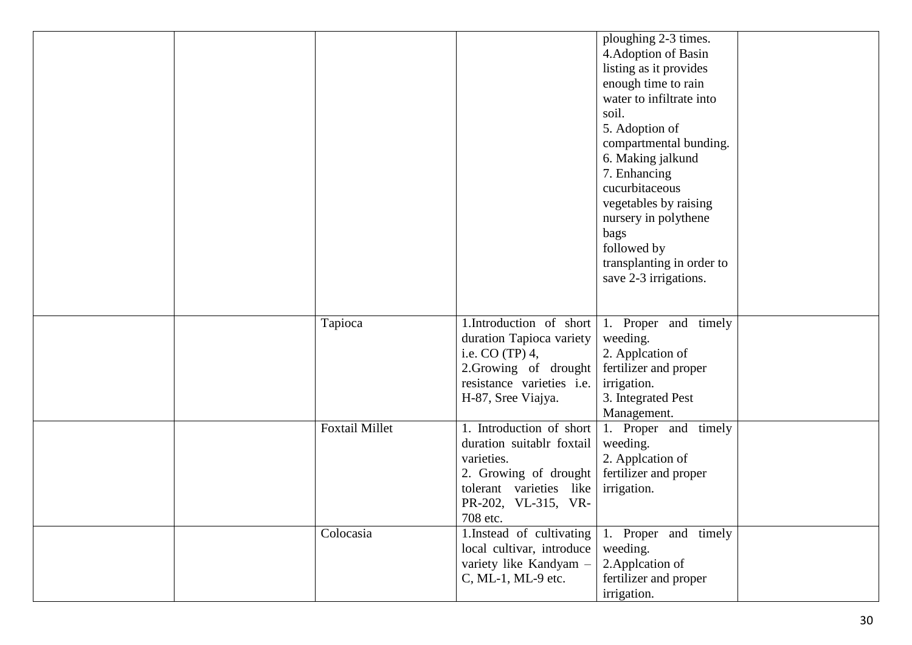| | | | | | |
|---|---|---|---|---|---|
| | | | | ploughing 2-3 times.<br>4.Adoption of Basin listing as it provides enough time to rain water to infiltrate into soil.<br>5. Adoption of compartmental bunding.<br>6. Making jalkund<br>7. Enhancing cucurbitaceous vegetables by raising nursery in polythene bags followed by transplanting in order to save 2-3 irrigations. | |
| | | Tapioca | 1.Introduction of short duration Tapioca variety i.e. CO (TP) 4,<br>2.Growing of drought resistance varieties i.e. H-87, Sree Viajya. | 1. Proper and timely weeding.<br>2. Applcation of fertilizer and proper irrigation.<br>3. Integrated Pest Management. | |
| | | Foxtail Millet | 1. Introduction of short duration suitablr foxtail varieties.<br>2. Growing of drought tolerant varieties like PR-202, VL-315, VR-708 etc. | 1. Proper and timely weeding.<br>2. Applcation of fertilizer and proper irrigation. | |
| | | Colocasia | 1.Instead of cultivating local cultivar, introduce variety like Kandyam – C, ML-1, ML-9 etc. | 1. Proper and timely weeding.<br>2.Applcation of fertilizer and proper irrigation. | |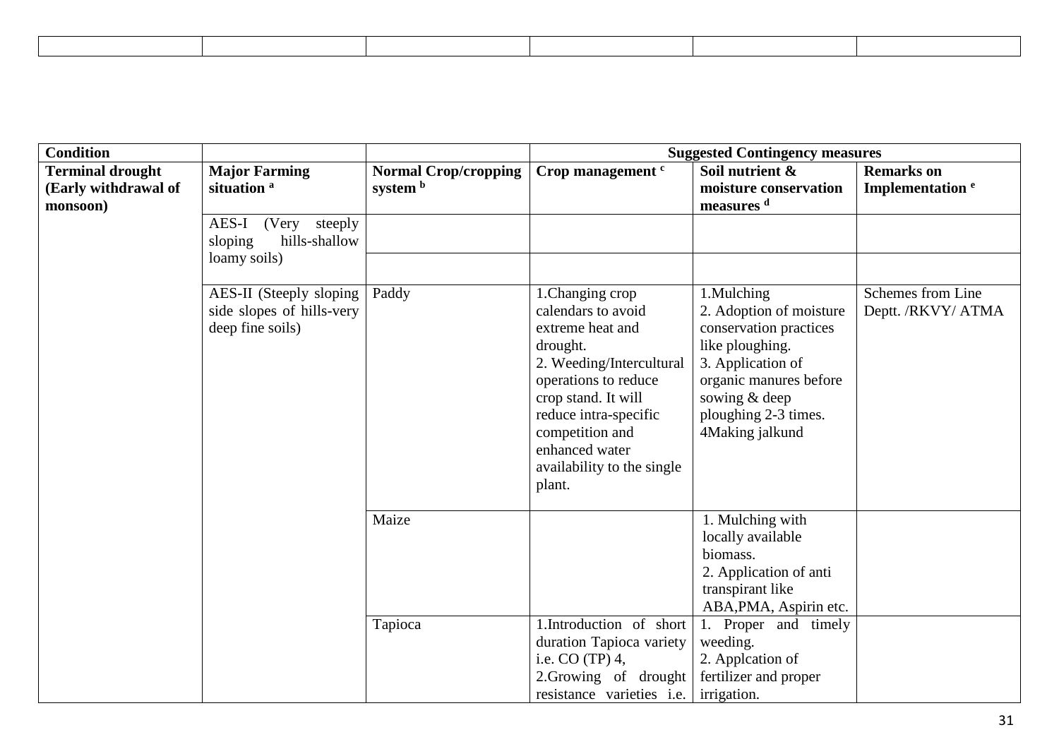| | | | | | |
|---|---|---|---|---|---|
| | | | | | |

| Condition | | | Suggested Contingency measures | | |
|---|---|---|---|---|---|
| **Terminal drought (Early withdrawal of monsoon)** | **Major Farming situation [a]** | **Normal Crop/cropping system [b]** | **Crop management [c]** | **Soil nutrient & moisture conservation measures [d]** | **Remarks on Implementation [e]** |
| | AES-I (Very steeply sloping hills-shallow loamy soils) | | | | |
| | | | | | |
| | AES-II (Steeply sloping side slopes of hills-very deep fine soils) | Paddy | 1.Changing crop calendars to avoid extreme heat and drought.<br>2. Weeding/Intercultural operations to reduce crop stand. It will reduce intra-specific competition and enhanced water availability to the single plant. | 1.Mulching<br>2. Adoption of moisture conservation practices like ploughing.<br>3. Application of organic manures before sowing & deep ploughing 2-3 times.<br>4Making jalkund | Schemes from Line Deptt. /RKVY/ ATMA |
| | | Maize | | 1. Mulching with locally available biomass.<br>2. Application of anti transpirant like ABA,PMA, Aspirin etc. | |
| | | Tapioca | 1.Introduction of short duration Tapioca variety i.e. CO (TP) 4,<br>2.Growing of drought resistance varieties i.e. | 1. Proper and timely weeding.<br>2. Applcation of fertilizer and proper irrigation. | |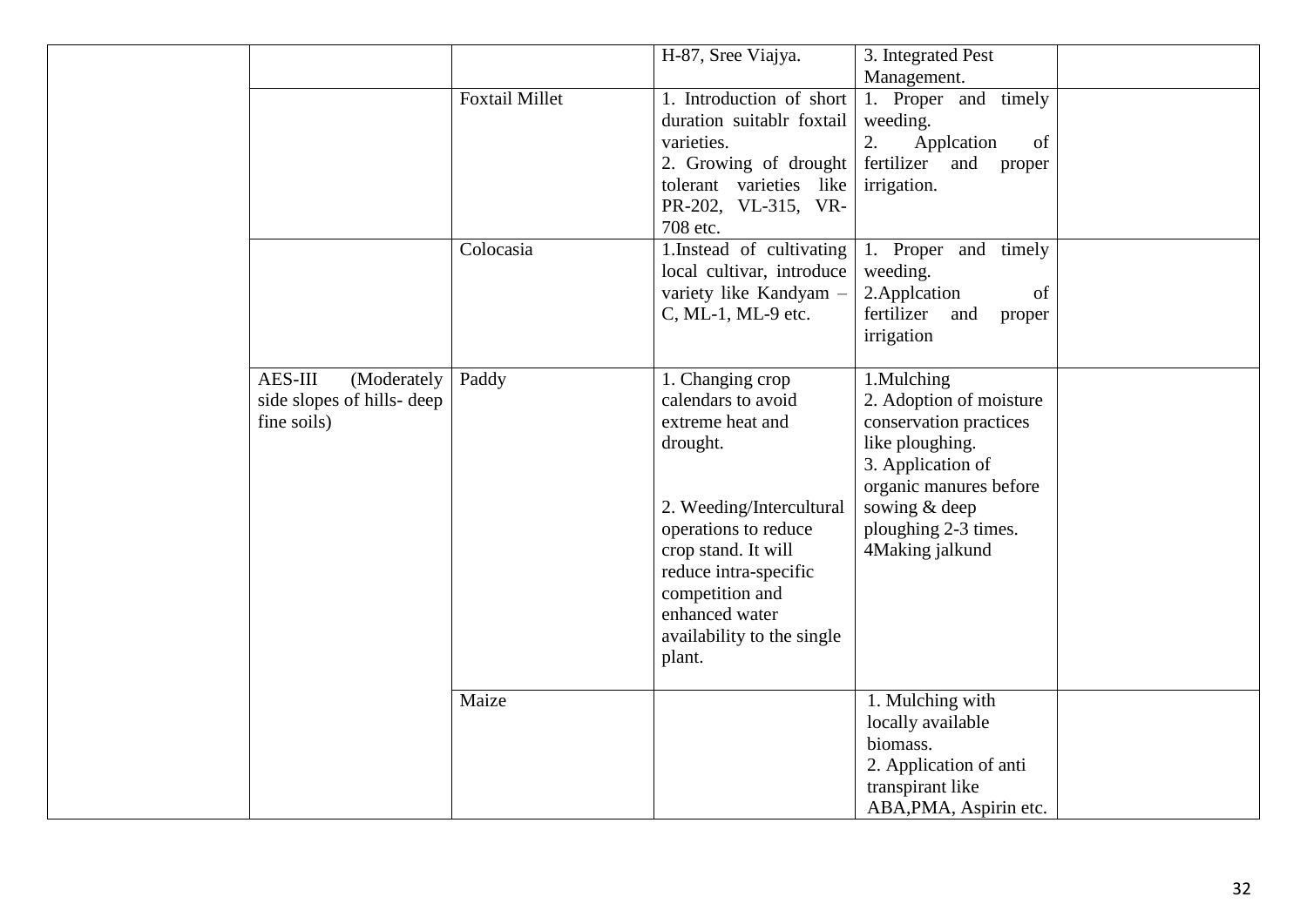| | | | | | |
|---|---|---|---|---|---|
| | | | H-87, Sree Viajya. | 3. Integrated Pest Management. | |
| | | Foxtail Millet | 1. Introduction of short duration suitablr foxtail varieties.<br>2. Growing of drought tolerant varieties like PR-202, VL-315, VR-708 etc. | 1. Proper and timely weeding.<br>2. Applcation of fertilizer and proper irrigation. | |
| | | Colocasia | 1.Instead of cultivating local cultivar, introduce variety like Kandyam – C, ML-1, ML-9 etc. | 1. Proper and timely weeding.<br>2.Applcation of fertilizer and proper irrigation | |
| | AES-III (Moderately side slopes of hills- deep fine soils) | Paddy | 1. Changing crop calendars to avoid extreme heat and drought.<br><br>2. Weeding/Intercultural operations to reduce crop stand. It will reduce intra-specific competition and enhanced water availability to the single plant. | 1.Mulching<br>2. Adoption of moisture conservation practices like ploughing.<br>3. Application of organic manures before sowing & deep ploughing 2-3 times.<br>4Making jalkund | |
| | | Maize | | 1. Mulching with locally available biomass.<br>2. Application of anti transpirant like ABA,PMA, Aspirin etc. | |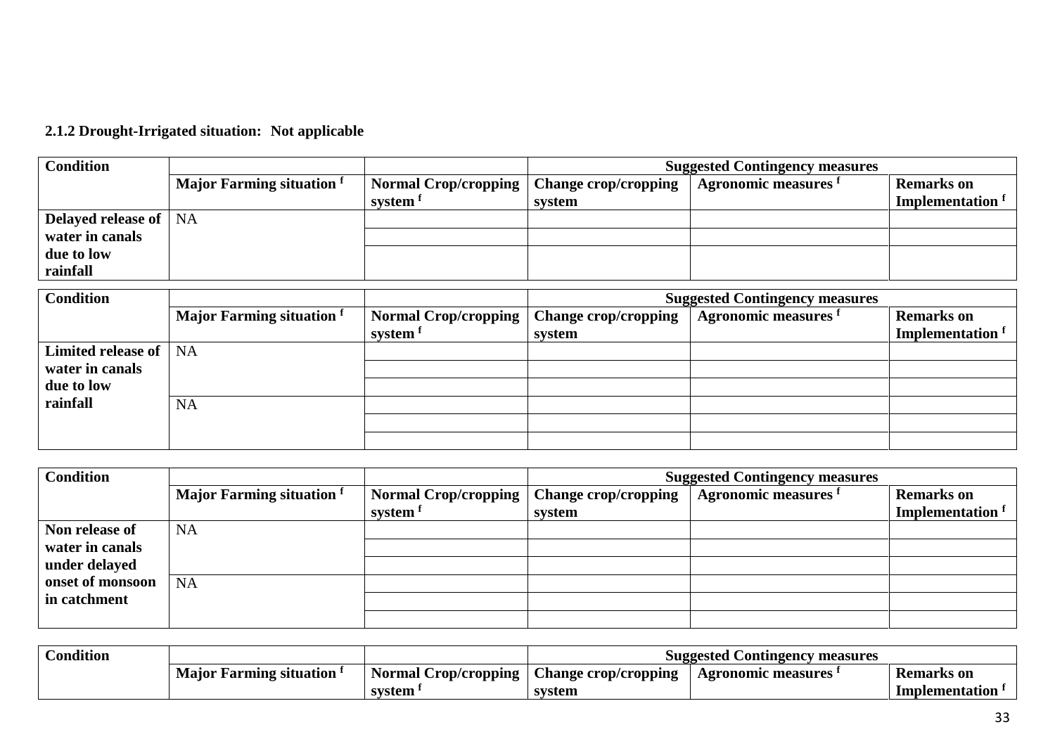**2.1.2 Drought-Irrigated situation: Not applicable**

| Condition | | | Suggested Contingency measures | | |
|---|---|---|---|---|---|
| | Major Farming situation [f] | Normal Crop/cropping system [f] | Change crop/cropping system | Agronomic measures [f] | Remarks on Implementation [f] |
| Delayed release of water in canals due to low rainfall | NA | | | | |
| | | | | | |
| | | | | | |

| Condition | | | Suggested Contingency measures | | |
|---|---|---|---|---|---|
| | Major Farming situation [f] | Normal Crop/cropping system [f] | Change crop/cropping system | Agronomic measures [f] | Remarks on Implementation [f] |
| Limited release of water in canals due to low rainfall | NA | | | | |
| | | | | | |
| | | | | | |
| | NA | | | | |
| | | | | | |
| | | | | | |

| Condition | | | Suggested Contingency measures | | |
|---|---|---|---|---|---|
| | Major Farming situation [f] | Normal Crop/cropping system [f] | Change crop/cropping system | Agronomic measures [f] | Remarks on Implementation [f] |
| Non release of water in canals under delayed onset of monsoon in catchment | NA | | | | |
| | | | | | |
| | | | | | |
| | NA | | | | |
| | | | | | |
| | | | | | |

| Condition | | | Suggested Contingency measures | | |
|---|---|---|---|---|---|
| | Major Farming situation [f] | Normal Crop/cropping system [f] | Change crop/cropping system | Agronomic measures [f] | Remarks on Implementation [f] |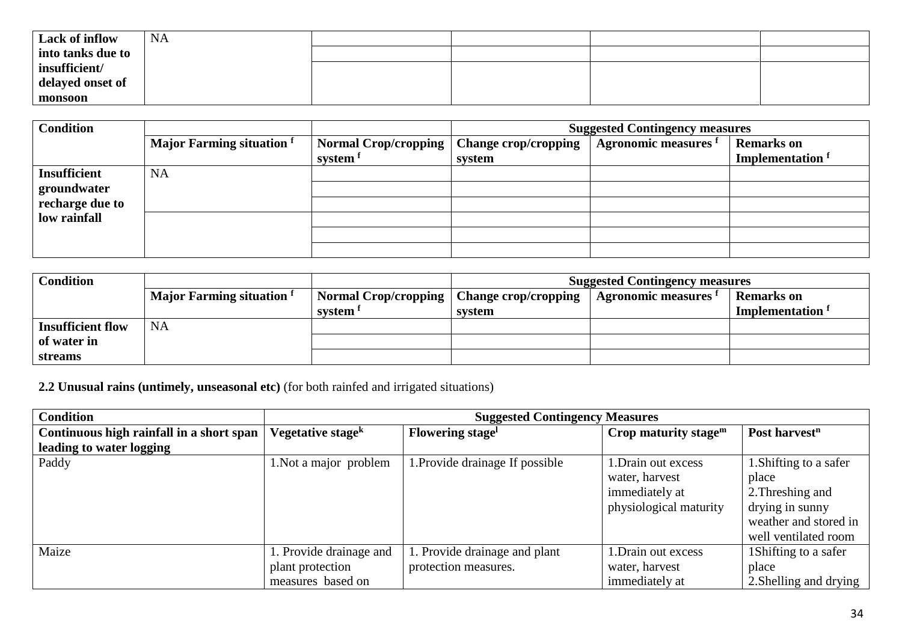| | | | | | |
|---|---|---|---|---|---|
| **Lack of inflow into tanks due to insufficient/ delayed onset of monsoon** | NA | | | | |
| | | | | | |
| | | | | | |

| **Condition** | | | **Suggested Contingency measures** | | |
|---|---|---|---|---|---|
| | **Major Farming situation f** | **Normal Crop/cropping system f** | **Change crop/cropping system** | **Agronomic measures f** | **Remarks on Implementation f** |
| **Insufficient groundwater recharge due to low rainfall** | NA | | | | |
| | | | | | |
| | | | | | |
| | | | | | |
| | | | | | |
| | | | | | |

| **Condition** | | | **Suggested Contingency measures** | | |
|---|---|---|---|---|---|
| | **Major Farming situation f** | **Normal Crop/cropping system f** | **Change crop/cropping system** | **Agronomic measures f** | **Remarks on Implementation f** |
| **Insufficient flow of water in streams** | NA | | | | |
| | | | | | |
| | | | | | |

**2.2 Unusual rains (untimely, unseasonal etc)** (for both rainfed and irrigated situations)

| **Condition** | **Suggested Contingency Measures** | | | |
|---|---|---|---|---|
| **Continuous high rainfall in a short span leading to water logging** | **Vegetative stage[k]** | **Flowering stage[l]** | **Crop maturity stage[m]** | **Post harvest[n]** |
| Paddy | 1.Not a major problem | 1.Provide drainage If possible | 1.Drain out excess water, harvest immediately at physiological maturity | 1.Shifting to a safer place<br>2.Threshing and drying in sunny weather and stored in well ventilated room |
| Maize | 1. Provide drainage and plant protection measures based on | 1. Provide drainage and plant protection measures. | 1.Drain out excess water, harvest immediately at | 1Shifting to a safer place<br>2.Shelling and drying |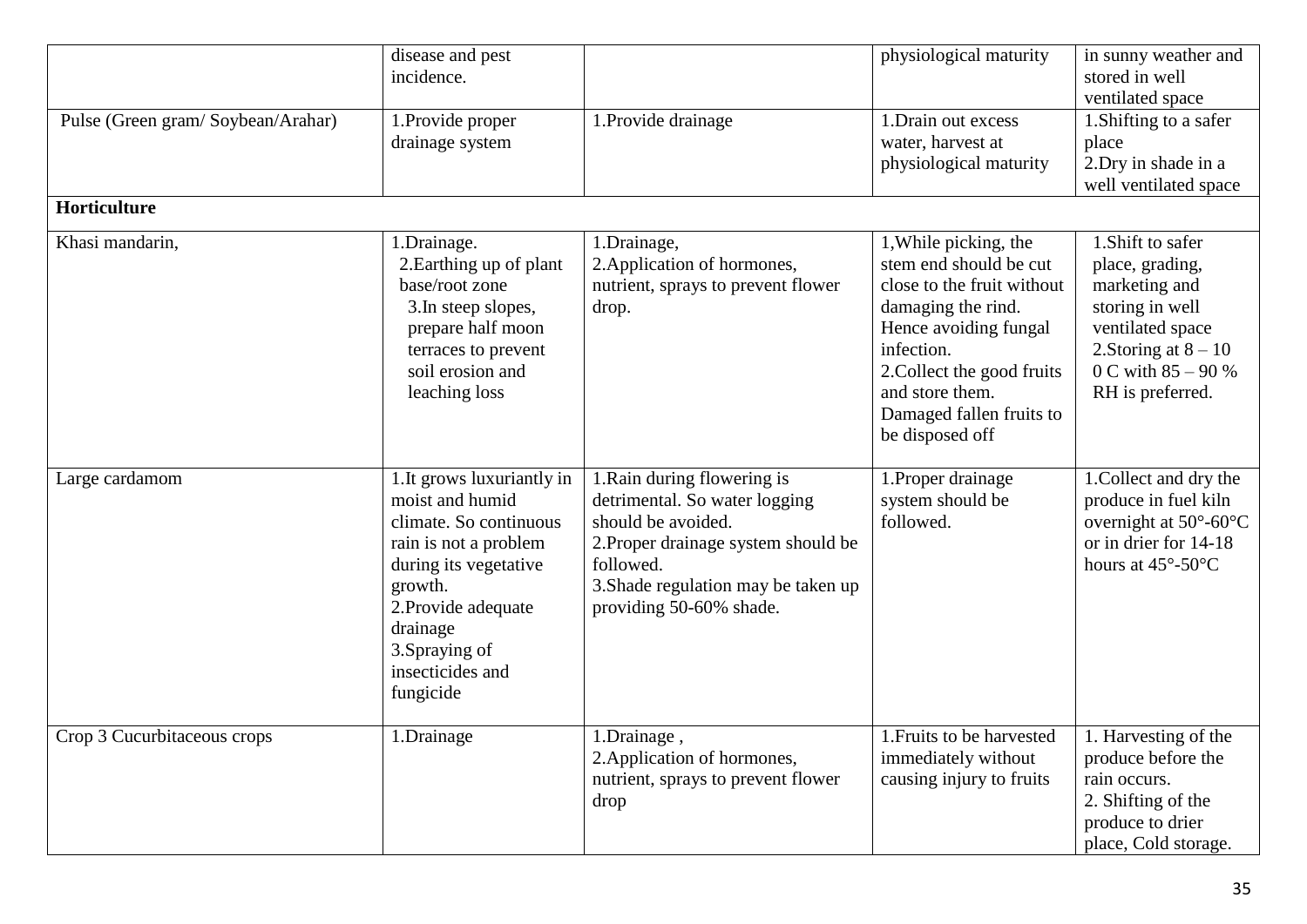| | | | | |
|---|---|---|---|---|
| | disease and pest incidence. | | physiological maturity | in sunny weather and stored in well ventilated space |
| Pulse (Green gram/ Soybean/Arahar) | 1.Provide proper drainage system | 1.Provide drainage | 1.Drain out excess water, harvest at physiological maturity | 1.Shifting to a safer place<br>2.Dry in shade in a well ventilated space |
| **Horticulture** | | | | |
| Khasi mandarin, | 1.Drainage.<br>2.Earthing up of plant base/root zone<br>3.In steep slopes, prepare half moon terraces to prevent soil erosion and leaching loss | 1.Drainage,<br>2.Application of hormones, nutrient, sprays to prevent flower drop. | 1,While picking, the stem end should be cut close to the fruit without damaging the rind. Hence avoiding fungal infection.<br>2.Collect the good fruits and store them. Damaged fallen fruits to be disposed off | 1.Shift to safer place, grading, marketing and storing in well ventilated space<br>2.Storing at 8 – 10 0 C with 85 – 90 % RH is preferred. |
| Large cardamom | 1.It grows luxuriantly in moist and humid climate. So continuous rain is not a problem during its vegetative growth.<br>2.Provide adequate drainage<br>3.Spraying of insecticides and fungicide | 1.Rain during flowering is detrimental. So water logging should be avoided.<br>2.Proper drainage system should be followed.<br>3.Shade regulation may be taken up providing 50-60% shade. | 1.Proper drainage system should be followed. | 1.Collect and dry the produce in fuel kiln overnight at 50°-60°C or in drier for 14-18 hours at 45°-50°C |
| Crop 3 Cucurbitaceous crops | 1.Drainage | 1.Drainage ,<br>2.Application of hormones, nutrient, sprays to prevent flower drop | 1.Fruits to be harvested immediately without causing injury to fruits | 1. Harvesting of the produce before the rain occurs.<br>2. Shifting of the produce to drier place, Cold storage. |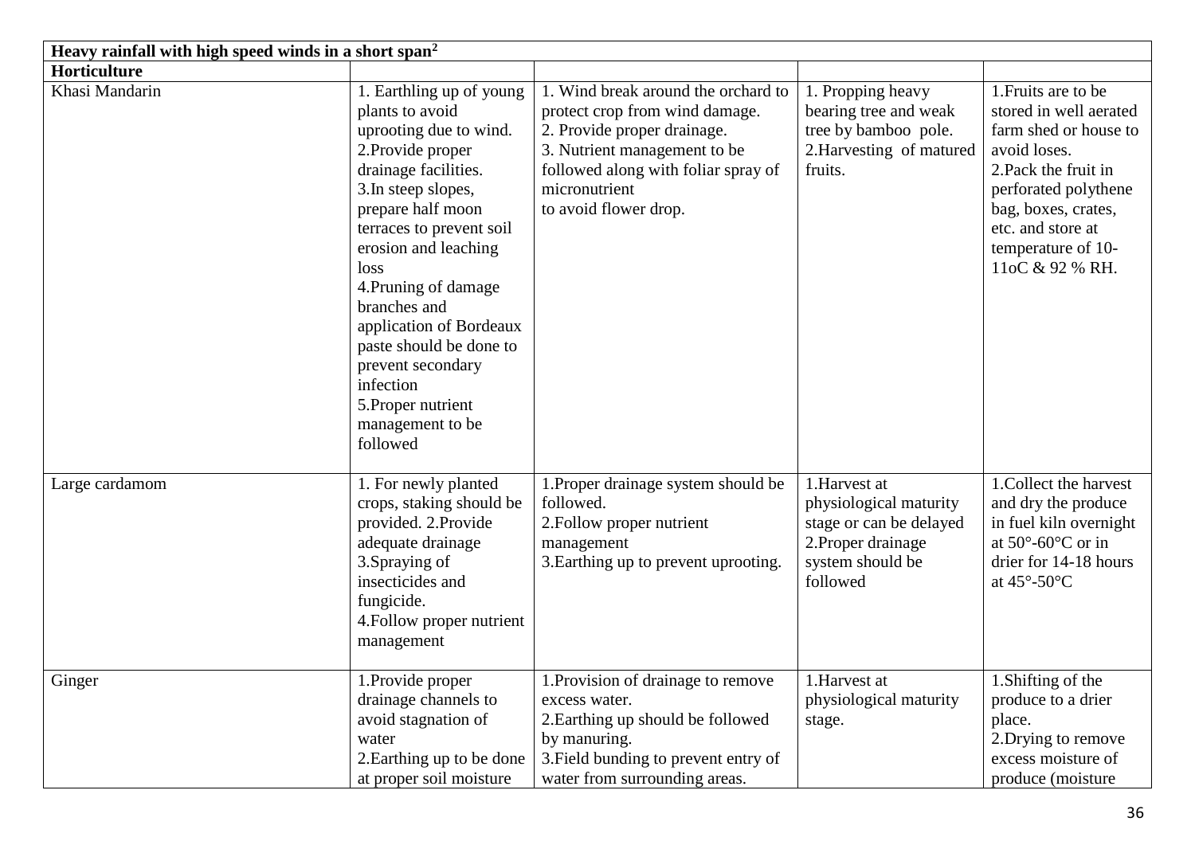| Heavy rainfall with high speed winds in a short span[2] | | | | |
|---|---|---|---|---|
| **Horticulture** | | | | |
| Khasi Mandarin | 1. Earthling up of young plants to avoid uprooting due to wind.<br>2.Provide proper drainage facilities.<br>3.In steep slopes, prepare half moon terraces to prevent soil erosion and leaching loss<br>4.Pruning of damage branches and application of Bordeaux paste should be done to prevent secondary infection<br>5.Proper nutrient management to be followed | 1. Wind break around the orchard to protect crop from wind damage.<br>2. Provide proper drainage.<br>3. Nutrient management to be followed along with foliar spray of micronutrient to avoid flower drop. | 1. Propping heavy bearing tree and weak tree by bamboo pole.<br>2.Harvesting of matured fruits. | 1.Fruits are to be stored in well aerated farm shed or house to avoid loses.<br>2.Pack the fruit in perforated polythene bag, boxes, crates, etc. and store at temperature of 10-11oC & 92 % RH. |
| Large cardamom | 1. For newly planted crops, staking should be provided. 2.Provide adequate drainage<br>3.Spraying of insecticides and fungicide.<br>4.Follow proper nutrient management | 1.Proper drainage system should be followed.<br>2.Follow proper nutrient management<br>3.Earthing up to prevent uprooting. | 1.Harvest at physiological maturity stage or can be delayed<br>2.Proper drainage system should be followed | 1.Collect the harvest and dry the produce in fuel kiln overnight at 50°-60°C or in drier for 14-18 hours at 45°-50°C |
| Ginger | 1.Provide proper drainage channels to avoid stagnation of water<br>2.Earthing up to be done at proper soil moisture | 1.Provision of drainage to remove excess water.<br>2.Earthing up should be followed by manuring.<br>3.Field bunding to prevent entry of water from surrounding areas. | 1.Harvest at physiological maturity stage. | 1.Shifting of the produce to a drier place.<br>2.Drying to remove excess moisture of produce (moisture |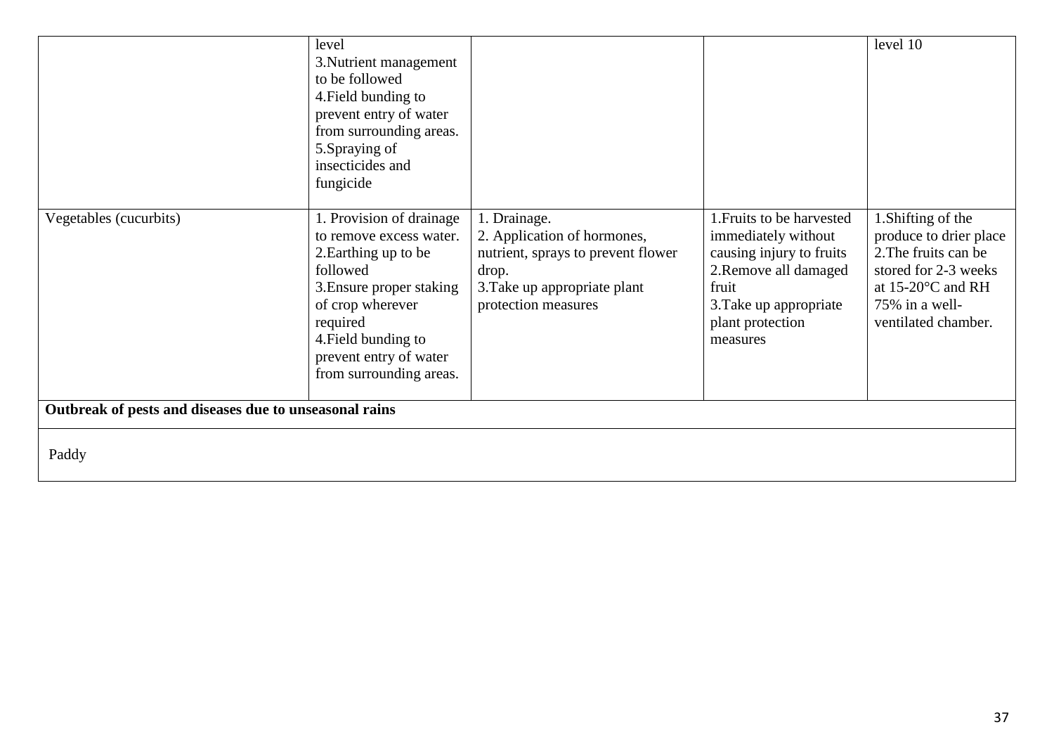| | | | | |
|---|---|---|---|---|
| | level<br>3.Nutrient management to be followed<br>4.Field bunding to prevent entry of water from surrounding areas.<br>5.Spraying of insecticides and fungicide | | | level 10 |
| Vegetables (cucurbits) | 1. Provision of drainage to remove excess water.<br>2.Earthing up to be followed<br>3.Ensure proper staking of crop wherever required<br>4.Field bunding to prevent entry of water from surrounding areas. | 1. Drainage.<br>2. Application of hormones, nutrient, sprays to prevent flower drop.<br>3.Take up appropriate plant protection measures | 1.Fruits to be harvested immediately without causing injury to fruits<br>2.Remove all damaged fruit<br>3.Take up appropriate plant protection measures | 1.Shifting of the produce to drier place<br>2.The fruits can be stored for 2-3 weeks at 15-20°C and RH 75% in a well-ventilated chamber. |
| **Outbreak of pests and diseases due to unseasonal rains** | | | | |
| Paddy | | | | |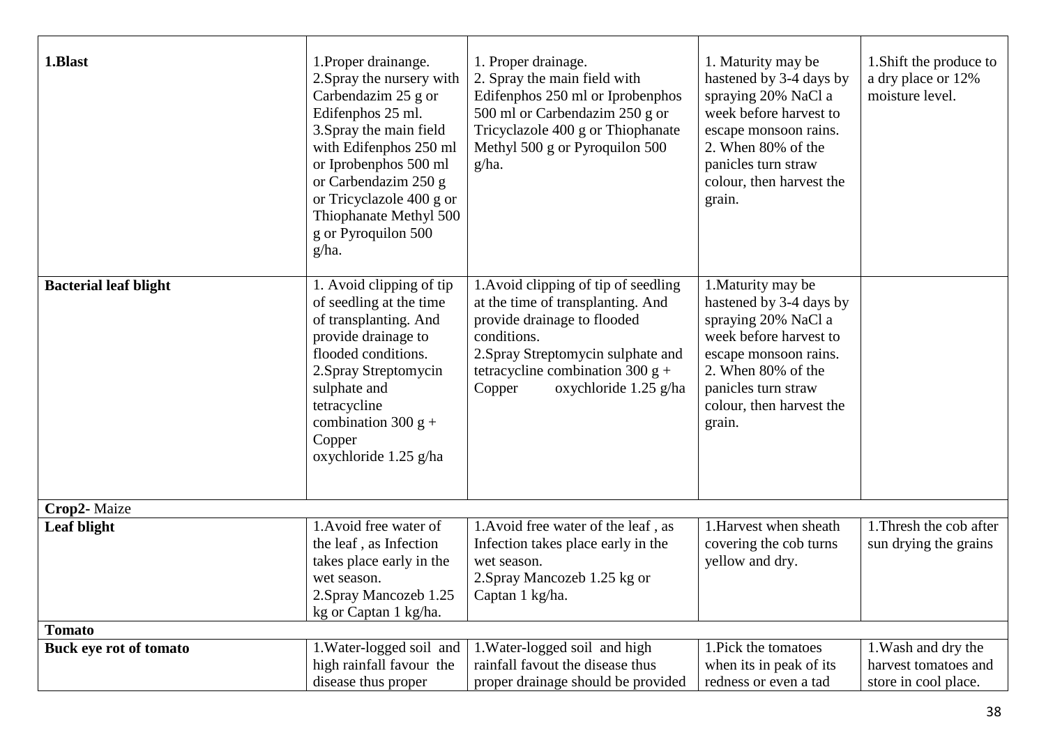| | | | | |
|---|---|---|---|---|
| **1.Blast** | 1.Proper drainange.<br>2.Spray the nursery with Carbendazim 25 g or Edifenphos 25 ml.<br>3.Spray the main field with Edifenphos 250 ml or Iprobenphos 500 ml or Carbendazim 250 g or Tricyclazole 400 g or Thiophanate Methyl 500 g or Pyroquilon 500 g/ha. | 1. Proper drainage.<br>2. Spray the main field with Edifenphos 250 ml or Iprobenphos 500 ml or Carbendazim 250 g or Tricyclazole 400 g or Thiophanate Methyl 500 g or Pyroquilon 500 g/ha. | 1. Maturity may be hastened by 3-4 days by spraying 20% NaCl a week before harvest to escape monsoon rains.<br>2. When 80% of the panicles turn straw colour, then harvest the grain. | 1.Shift the produce to a dry place or 12% moisture level. |
| **Bacterial leaf blight** | 1. Avoid clipping of tip of seedling at the time of transplanting. And provide drainage to flooded conditions.<br>2.Spray Streptomycin sulphate and tetracycline combination 300 g + Copper oxychloride 1.25 g/ha | 1.Avoid clipping of tip of seedling at the time of transplanting. And provide drainage to flooded conditions.<br>2.Spray Streptomycin sulphate and tetracycline combination 300 g + Copper oxychloride 1.25 g/ha | 1.Maturity may be hastened by 3-4 days by spraying 20% NaCl a week before harvest to escape monsoon rains.<br>2. When 80% of the panicles turn straw colour, then harvest the grain. | |
| **Crop2-** Maize | | | | |
| **Leaf blight** | 1.Avoid free water of the leaf , as Infection takes place early in the wet season.<br>2.Spray Mancozeb 1.25 kg or Captan 1 kg/ha. | 1.Avoid free water of the leaf , as Infection takes place early in the wet season.<br>2.Spray Mancozeb 1.25 kg or Captan 1 kg/ha. | 1.Harvest when sheath covering the cob turns yellow and dry. | 1.Thresh the cob after sun drying the grains |
| **Tomato** | | | | |
| **Buck eye rot of tomato** | 1.Water-logged soil and high rainfall favour the disease thus proper | 1.Water-logged soil and high rainfall favout the disease thus proper drainage should be provided | 1.Pick the tomatoes when its in peak of its redness or even a tad | 1.Wash and dry the harvest tomatoes and store in cool place. |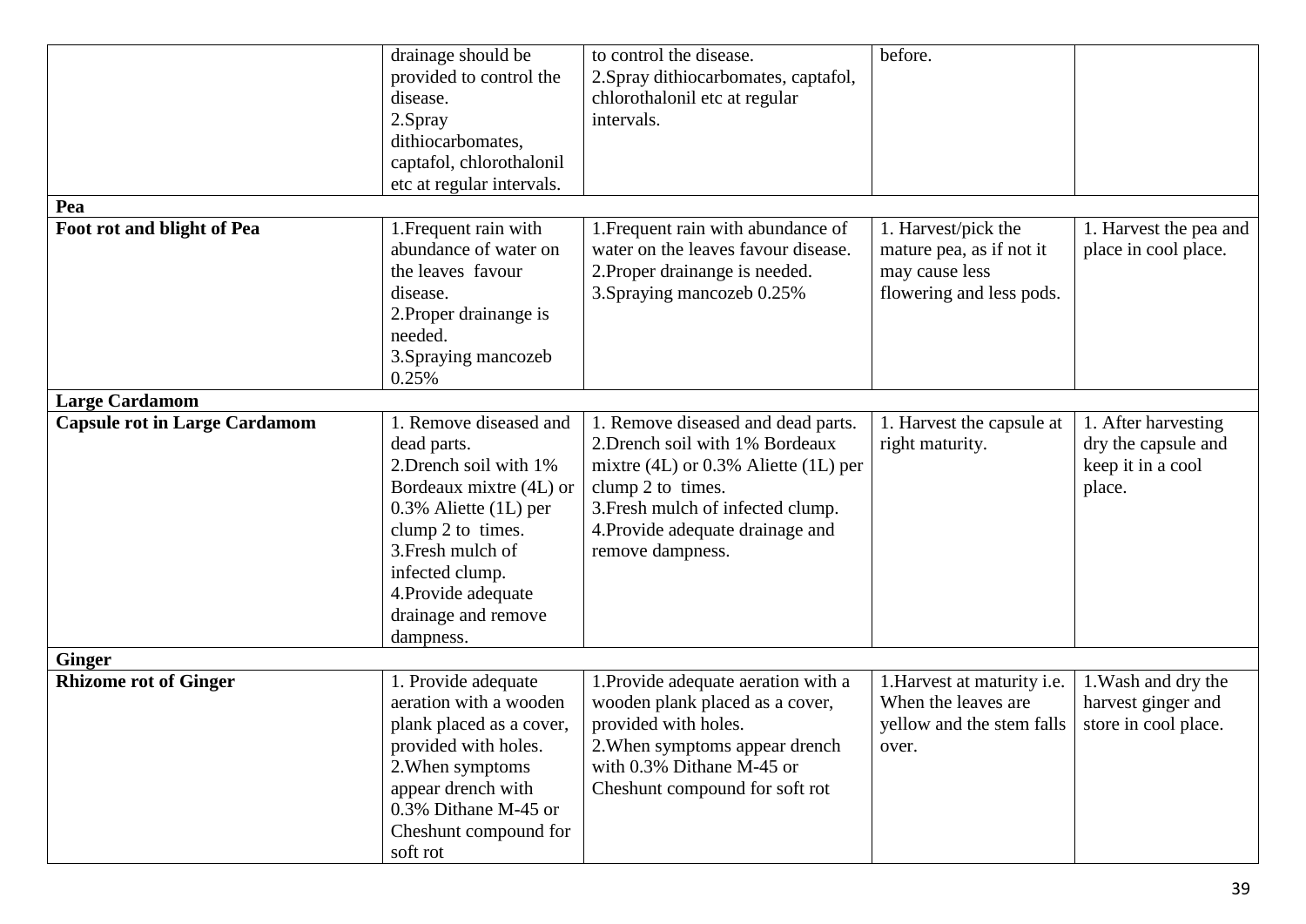| | | | | |
|---|---|---|---|---|
| | drainage should be provided to control the disease.<br>2.Spray dithiocarbomates, captafol, chlorothalonil etc at regular intervals. | to control the disease.<br>2.Spray dithiocarbomates, captafol, chlorothalonil etc at regular intervals. | before. | |
| **Pea** | | | | |
| **Foot rot and blight of Pea** | 1.Frequent rain with abundance of water on the leaves favour disease.<br>2.Proper drainange is needed.<br>3.Spraying mancozeb 0.25% | 1.Frequent rain with abundance of water on the leaves favour disease.<br>2.Proper drainange is needed.<br>3.Spraying mancozeb 0.25% | 1. Harvest/pick the mature pea, as if not it may cause less flowering and less pods. | 1. Harvest the pea and place in cool place. |
| **Large Cardamom** | | | | |
| **Capsule rot in Large Cardamom** | 1. Remove diseased and dead parts.<br>2.Drench soil with 1% Bordeaux mixtre (4L) or 0.3% Aliette (1L) per clump 2 to times.<br>3.Fresh mulch of infected clump.<br>4.Provide adequate drainage and remove dampness. | 1. Remove diseased and dead parts.<br>2.Drench soil with 1% Bordeaux mixtre (4L) or 0.3% Aliette (1L) per clump 2 to times.<br>3.Fresh mulch of infected clump.<br>4.Provide adequate drainage and remove dampness. | 1. Harvest the capsule at right maturity. | 1. After harvesting dry the capsule and keep it in a cool place. |
| **Ginger** | | | | |
| **Rhizome rot of Ginger** | 1. Provide adequate aeration with a wooden plank placed as a cover, provided with holes.<br>2.When symptoms appear drench with 0.3% Dithane M-45 or Cheshunt compound for soft rot | 1.Provide adequate aeration with a wooden plank placed as a cover, provided with holes.<br>2.When symptoms appear drench with 0.3% Dithane M-45 or Cheshunt compound for soft rot | 1.Harvest at maturity i.e. When the leaves are yellow and the stem falls over. | 1.Wash and dry the harvest ginger and store in cool place. |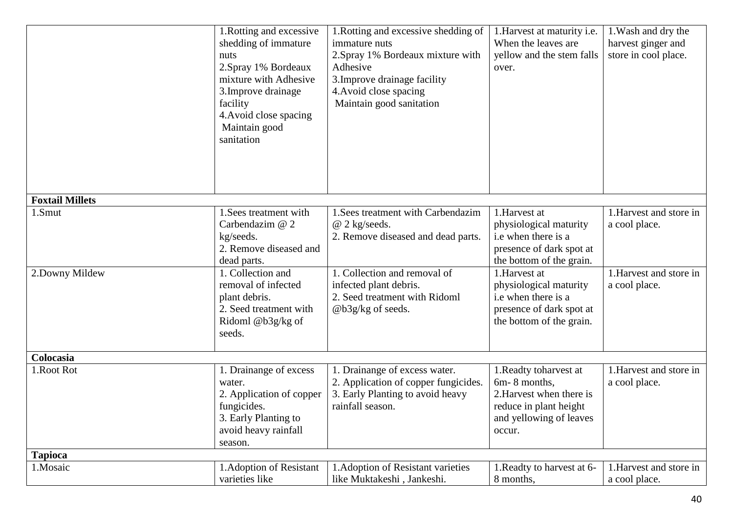| | | | | |
|---|---|---|---|---|
| | 1.Rotting and excessive shedding of immature nuts<br>2.Spray 1% Bordeaux mixture with Adhesive<br>3.Improve drainage facility<br>4.Avoid close spacing<br>Maintain good sanitation | 1.Rotting and excessive shedding of immature nuts<br>2.Spray 1% Bordeaux mixture with Adhesive<br>3.Improve drainage facility<br>4.Avoid close spacing<br>Maintain good sanitation | 1.Harvest at maturity i.e. When the leaves are yellow and the stem falls over. | 1.Wash and dry the harvest ginger and store in cool place. |
| **Foxtail Millets** | | | | |
| 1.Smut | 1.Sees treatment with Carbendazim @ 2 kg/seeds.<br>2. Remove diseased and dead parts. | 1.Sees treatment with Carbendazim @ 2 kg/seeds.<br>2. Remove diseased and dead parts. | 1.Harvest at physiological maturity i.e when there is a presence of dark spot at the bottom of the grain. | 1.Harvest and store in a cool place. |
| 2.Downy Mildew | 1. Collection and removal of infected plant debris.<br>2. Seed treatment with Ridoml @b3g/kg of seeds. | 1. Collection and removal of infected plant debris.<br>2. Seed treatment with Ridoml @b3g/kg of seeds. | 1.Harvest at physiological maturity i.e when there is a presence of dark spot at the bottom of the grain. | 1.Harvest and store in a cool place. |
| **Colocasia** | | | | |
| 1.Root Rot | 1. Drainange of excess water.<br>2. Application of copper fungicides.<br>3. Early Planting to avoid heavy rainfall season. | 1. Drainange of excess water.<br>2. Application of copper fungicides.<br>3. Early Planting to avoid heavy rainfall season. | 1.Readty toharvest at 6m- 8 months,<br>2.Harvest when there is reduce in plant height and yellowing of leaves occur. | 1.Harvest and store in a cool place. |
| **Tapioca** | | | | |
| 1.Mosaic | 1.Adoption of Resistant varieties like | 1.Adoption of Resistant varieties like Muktakeshi , Jankeshi. | 1.Readty to harvest at 6-8 months, | 1.Harvest and store in a cool place. |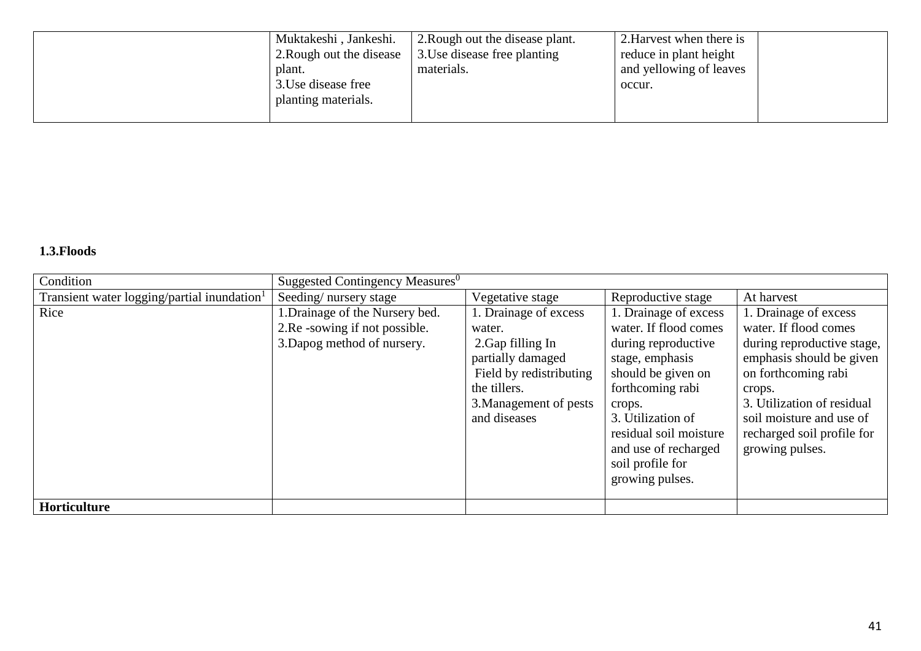| | Muktakeshi , Jankeshi.<br>2.Rough out the disease plant.<br>3.Use disease free planting materials. | 2.Rough out the disease plant.<br>3.Use disease free planting materials. | 2.Harvest when there is reduce in plant height and yellowing of leaves occur. | |
|---|---|---|---|---|

**1.3.Floods**

| Condition | Suggested Contingency Measures[0] | | | |
|---|---|---|---|---|
| Transient water logging/partial inundation[1] | Seeding/ nursery stage | Vegetative stage | Reproductive stage | At harvest |
| Rice | 1.Drainage of the Nursery bed.<br>2.Re -sowing if not possible.<br>3.Dapog method of nursery. | 1. Drainage of excess water.<br>2.Gap filling In partially damaged Field by redistributing the tillers.<br>3.Management of pests and diseases | 1. Drainage of excess water. If flood comes during reproductive stage, emphasis should be given on forthcoming rabi crops.<br>3. Utilization of residual soil moisture and use of recharged soil profile for growing pulses. | 1. Drainage of excess water. If flood comes during reproductive stage, emphasis should be given on forthcoming rabi crops.<br>3. Utilization of residual soil moisture and use of recharged soil profile for growing pulses. |
| **Horticulture** | | | | |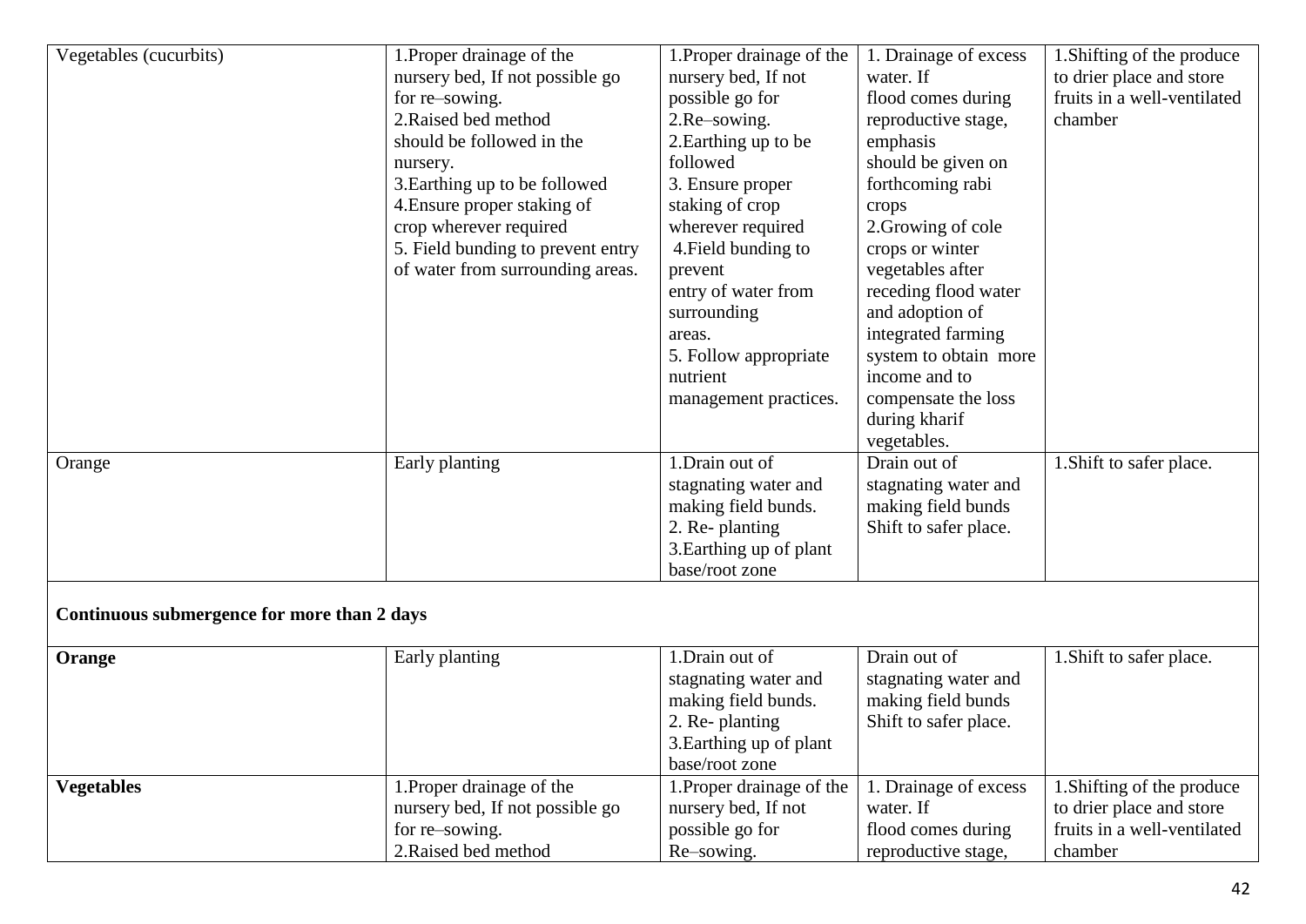| Vegetables (cucurbits) | 1.Proper drainage of the nursery bed, If not possible go for re–sowing.<br>2.Raised bed method should be followed in the nursery.<br>3.Earthing up to be followed<br>4.Ensure proper staking of crop wherever required<br>5. Field bunding to prevent entry of water from surrounding areas. | 1.Proper drainage of the nursery bed, If not possible go for<br>2.Re–sowing.<br>2.Earthing up to be followed<br>3. Ensure proper staking of crop wherever required<br>4.Field bunding to prevent entry of water from surrounding areas.<br>5. Follow appropriate nutrient management practices. | 1. Drainage of excess water. If flood comes during reproductive stage, emphasis should be given on forthcoming rabi crops<br>2.Growing of cole crops or winter vegetables after receding flood water and adoption of integrated farming system to obtain more income and to compensate the loss during kharif vegetables. | 1.Shifting of the produce to drier place and store fruits in a well-ventilated chamber |
|---|---|---|---|---|
| Orange | Early planting | 1.Drain out of stagnating water and making field bunds.<br>2. Re- planting<br>3.Earthing up of plant base/root zone | Drain out of stagnating water and making field bunds Shift to safer place. | 1.Shift to safer place. |
| **Continuous submergence for more than 2 days** | | | | |
| **Orange** | Early planting | 1.Drain out of stagnating water and making field bunds.<br>2. Re- planting<br>3.Earthing up of plant base/root zone | Drain out of stagnating water and making field bunds Shift to safer place. | 1.Shift to safer place. |
| **Vegetables** | 1.Proper drainage of the nursery bed, If not possible go for re–sowing.<br>2.Raised bed method | 1.Proper drainage of the nursery bed, If not possible go for Re–sowing. | 1. Drainage of excess water. If flood comes during reproductive stage, | 1.Shifting of the produce to drier place and store fruits in a well-ventilated chamber |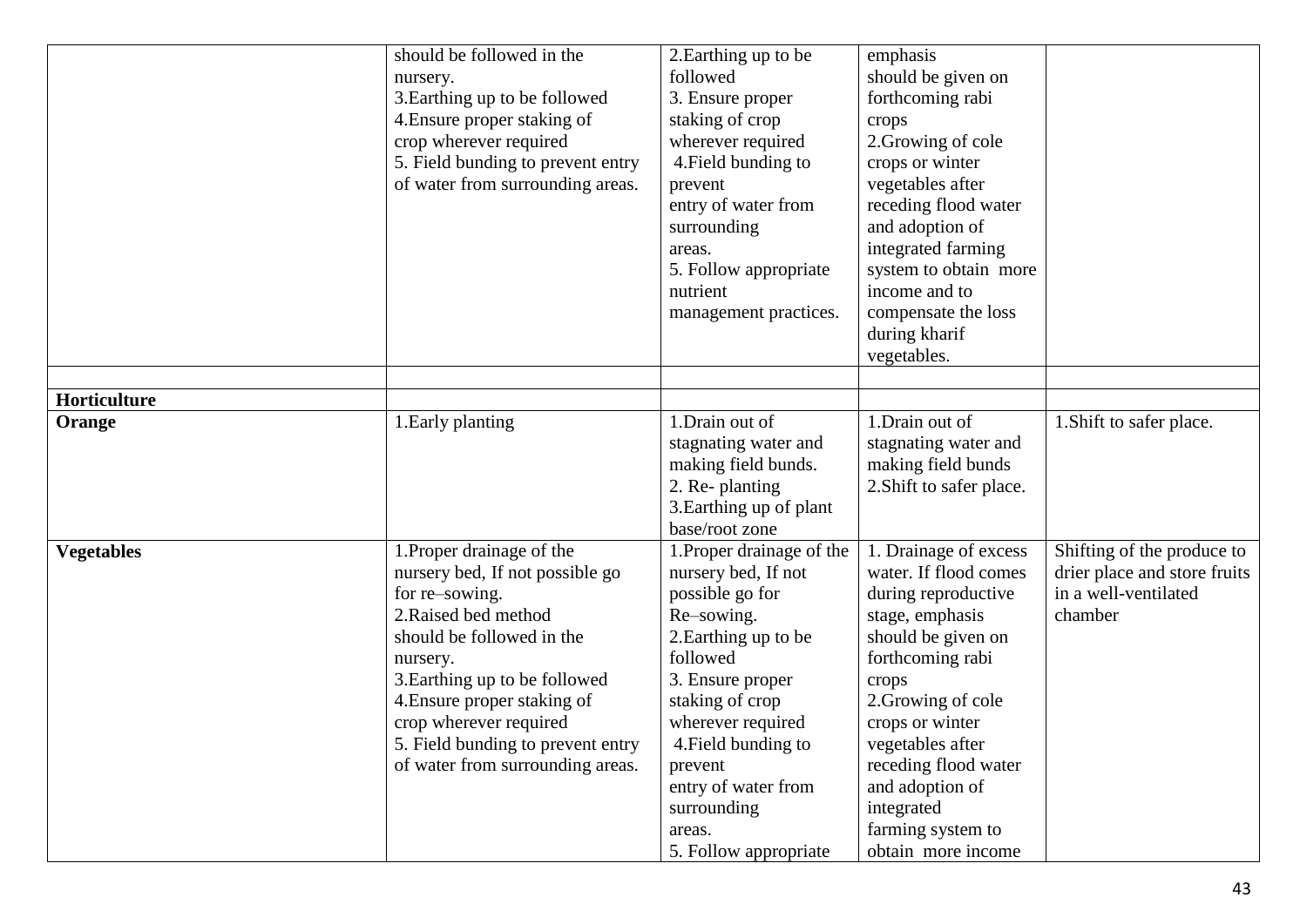| | | | | |
|---|---|---|---|---|
| | should be followed in the nursery.<br>3.Earthing up to be followed<br>4.Ensure proper staking of crop wherever required<br>5. Field bunding to prevent entry of water from surrounding areas. | 2.Earthing up to be followed<br>3. Ensure proper staking of crop wherever required<br>4.Field bunding to prevent entry of water from surrounding areas.<br>5. Follow appropriate nutrient management practices. | emphasis should be given on forthcoming rabi crops<br>2.Growing of cole crops or winter vegetables after receding flood water and adoption of integrated farming system to obtain more income and to compensate the loss during kharif vegetables. | |
| | | | | |
| **Horticulture** | | | | |
| **Orange** | 1.Early planting | 1.Drain out of stagnating water and making field bunds.<br>2. Re- planting<br>3.Earthing up of plant base/root zone | 1.Drain out of stagnating water and making field bunds<br>2.Shift to safer place. | 1.Shift to safer place. |
| **Vegetables** | 1.Proper drainage of the nursery bed, If not possible go for re–sowing.<br>2.Raised bed method should be followed in the nursery.<br>3.Earthing up to be followed<br>4.Ensure proper staking of crop wherever required<br>5. Field bunding to prevent entry of water from surrounding areas. | 1.Proper drainage of the nursery bed, If not possible go for Re–sowing.<br>2.Earthing up to be followed<br>3. Ensure proper staking of crop wherever required<br>4.Field bunding to prevent entry of water from surrounding areas.<br>5. Follow appropriate | 1. Drainage of excess water. If flood comes during reproductive stage, emphasis should be given on forthcoming rabi crops<br>2.Growing of cole crops or winter vegetables after receding flood water and adoption of integrated farming system to obtain more income | Shifting of the produce to drier place and store fruits in a well-ventilated chamber |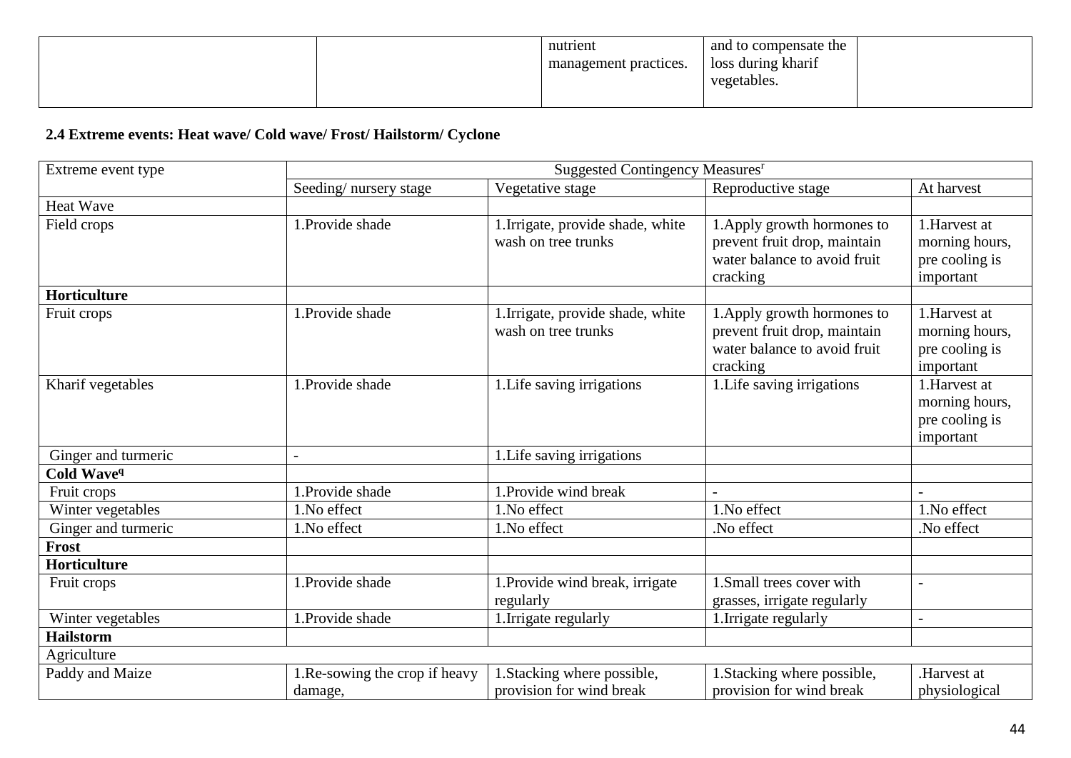| | | nutrient management practices. | and to compensate the loss during kharif vegetables. | |
|---|---|---|---|---|

**2.4 Extreme events: Heat wave/ Cold wave/ Frost/ Hailstorm/ Cyclone**

| Extreme event type | Suggested Contingency Measures[r] | | | |
|---|---|---|---|---|
| | Seeding/ nursery stage | Vegetative stage | Reproductive stage | At harvest |
| Heat Wave | | | | |
| Field crops | 1.Provide shade | 1.Irrigate, provide shade, white wash on tree trunks | 1.Apply growth hormones to prevent fruit drop, maintain water balance to avoid fruit cracking | 1.Harvest at morning hours, pre cooling is important |
| **Horticulture** | | | | |
| Fruit crops | 1.Provide shade | 1.Irrigate, provide shade, white wash on tree trunks | 1.Apply growth hormones to prevent fruit drop, maintain water balance to avoid fruit cracking | 1.Harvest at morning hours, pre cooling is important |
| Kharif vegetables | 1.Provide shade | 1.Life saving irrigations | 1.Life saving irrigations | 1.Harvest at morning hours, pre cooling is important |
| Ginger and turmeric | - | 1.Life saving irrigations | | |
| **Cold Wave[q]** | | | | |
| Fruit crops | 1.Provide shade | 1.Provide wind break | - | - |
| Winter vegetables | 1.No effect | 1.No effect | 1.No effect | 1.No effect |
| Ginger and turmeric | 1.No effect | 1.No effect | .No effect | .No effect |
| **Frost** | | | | |
| **Horticulture** | | | | |
| Fruit crops | 1.Provide shade | 1.Provide wind break, irrigate regularly | 1.Small trees cover with grasses, irrigate regularly | - |
| Winter vegetables | 1.Provide shade | 1.Irrigate regularly | 1.Irrigate regularly | - |
| **Hailstorm** | | | | |
| Agriculture | | | | |
| Paddy and Maize | 1.Re-sowing the crop if heavy damage, | 1.Stacking where possible, provision for wind break | 1.Stacking where possible, provision for wind break | .Harvest at physiological |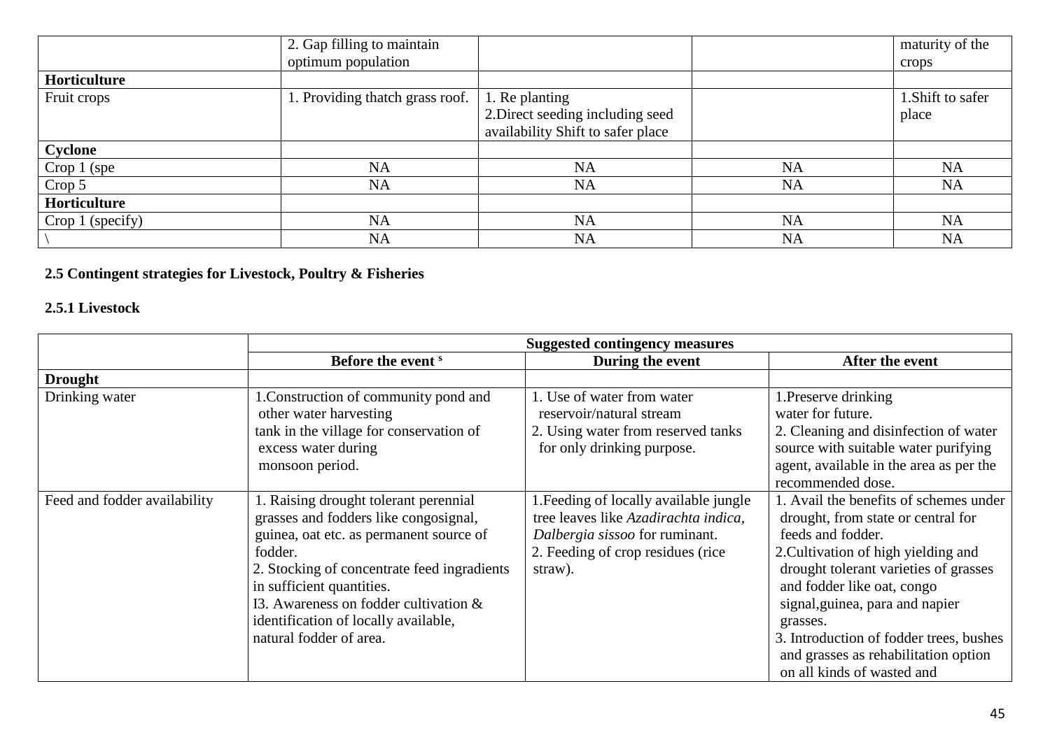|  | 2. Gap filling to maintain optimum population |  |  | maturity of the crops |
|---|---|---|---|---|
| **Horticulture** |  |  |  |  |
| Fruit crops | 1. Providing thatch grass roof. | 1. Re planting<br>2.Direct seeding including seed availability Shift to safer place |  | 1.Shift to safer place |
| **Cyclone** |  |  |  |  |
| Crop 1 (spe | NA | NA | NA | NA |
| Crop 5 | NA | NA | NA | NA |
| **Horticulture** |  |  |  |  |
| Crop 1 (specify) | NA | NA | NA | NA |
| \ | NA | NA | NA | NA |

### 2.5 Contingent strategies for Livestock, Poultry & Fisheries

#### 2.5.1 Livestock

|  | Suggested contingency measures |  |  |
|---|---|---|---|
|  | **Before the event** [s] | **During the event** | **After the event** |
| **Drought** |  |  |  |
| Drinking water | 1.Construction of community pond and other water harvesting tank in the village for conservation of excess water during monsoon period. | 1. Use of water from water reservoir/natural stream<br>2. Using water from reserved tanks for only drinking purpose. | 1.Preserve drinking water for future.<br>2. Cleaning and disinfection of water source with suitable water purifying agent, available in the area as per the recommended dose. |
| Feed and fodder availability | 1. Raising drought tolerant perennial grasses and fodders like congosignal, guinea, oat etc. as permanent source of fodder.<br>2. Stocking of concentrate feed ingradients in sufficient quantities.<br>I3. Awareness on fodder cultivation & identification of locally available, natural fodder of area. | 1.Feeding of locally available jungle tree leaves like *Azadirachta indica, Dalbergia sissoo* for ruminant.<br>2. Feeding of crop residues (rice straw). | 1. Avail the benefits of schemes under drought, from state or central for feeds and fodder.<br>2.Cultivation of high yielding and drought tolerant varieties of grasses and fodder like oat, congo signal,guinea, para and napier grasses.<br>3. Introduction of fodder trees, bushes and grasses as rehabilitation option on all kinds of wasted and |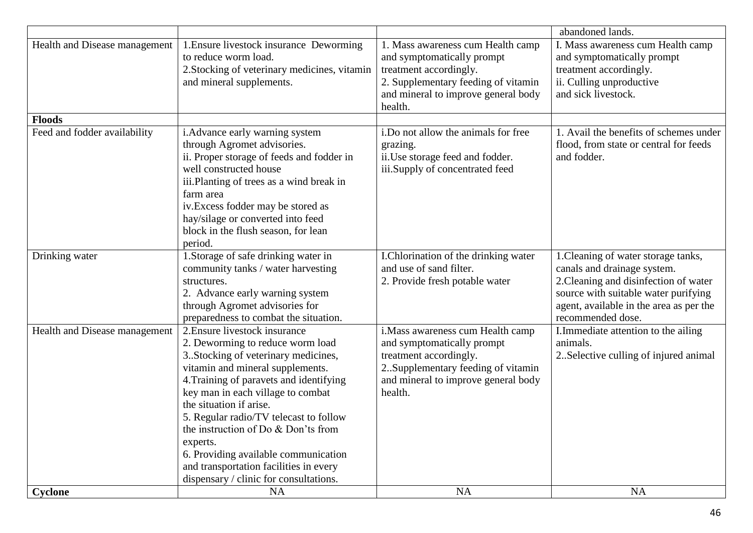|  |  |  | abandoned lands. |
|---|---|---|---|
| Health and Disease management | 1.Ensure livestock insurance Deworming to reduce worm load.<br>2.Stocking of veterinary medicines, vitamin and mineral supplements. | 1. Mass awareness cum Health camp and symptomatically prompt treatment accordingly.<br>2. Supplementary feeding of vitamin and mineral to improve general body health. | I. Mass awareness cum Health camp and symptomatically prompt treatment accordingly.<br>ii. Culling unproductive and sick livestock. |
| **Floods** |  |  |  |
| Feed and fodder availability | i.Advance early warning system through Agromet advisories.<br>ii. Proper storage of feeds and fodder in well constructed house<br>iii.Planting of trees as a wind break in farm area<br>iv.Excess fodder may be stored as hay/silage or converted into feed block in the flush season, for lean period. | i.Do not allow the animals for free grazing.<br>ii.Use storage feed and fodder.<br>iii.Supply of concentrated feed | 1. Avail the benefits of schemes under flood, from state or central for feeds and fodder. |
| Drinking water | 1.Storage of safe drinking water in community tanks / water harvesting structures.<br>2. Advance early warning system through Agromet advisories for preparedness to combat the situation. | I.Chlorination of the drinking water and use of sand filter.<br>2. Provide fresh potable water | 1.Cleaning of water storage tanks, canals and drainage system.<br>2.Cleaning and disinfection of water source with suitable water purifying agent, available in the area as per the recommended dose. |
| Health and Disease management | 2.Ensure livestock insurance<br>2. Deworming to reduce worm load<br>3..Stocking of veterinary medicines, vitamin and mineral supplements.<br>4.Training of paravets and identifying key man in each village to combat the situation if arise.<br>5. Regular radio/TV telecast to follow the instruction of Do & Don'ts from experts.<br>6. Providing available communication and transportation facilities in every dispensary / clinic for consultations. | i.Mass awareness cum Health camp and symptomatically prompt treatment accordingly.<br>2..Supplementary feeding of vitamin and mineral to improve general body health. | I.Immediate attention to the ailing animals.<br>2..Selective culling of injured animal |
| **Cyclone** | NA | NA | NA |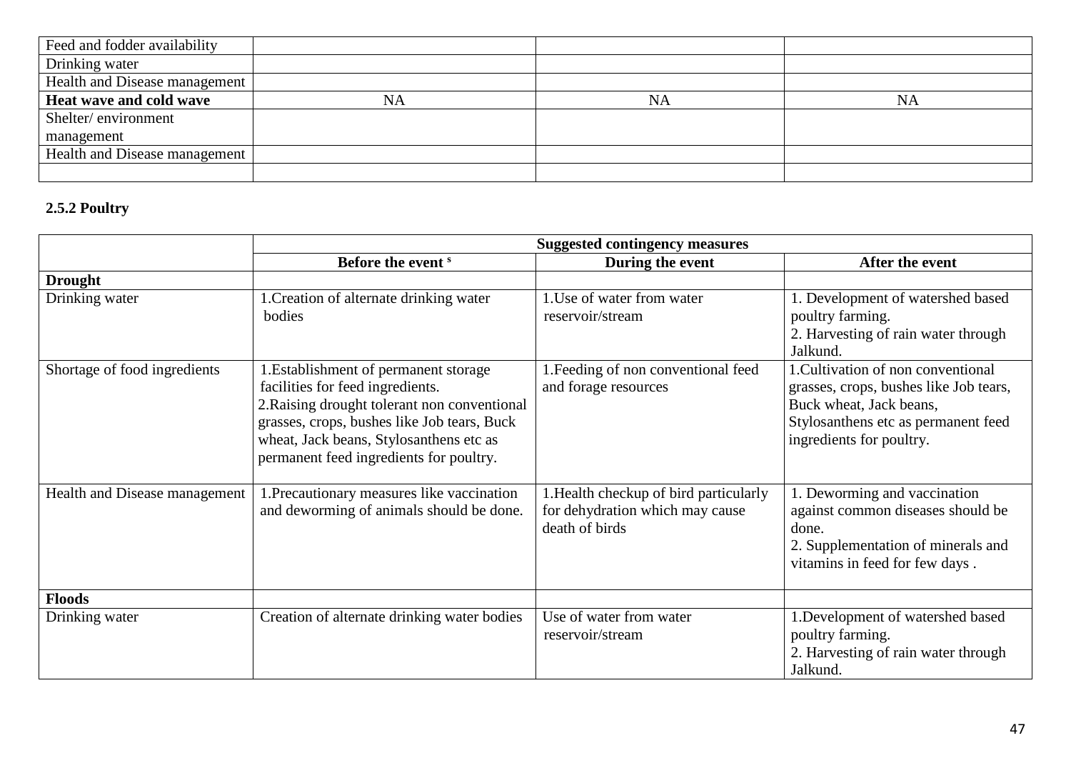| | | | |
|---|---|---|---|
| Feed and fodder availability | | | |
| Drinking water | | | |
| Health and Disease management | | | |
| **Heat wave and cold wave** | NA | NA | NA |
| Shelter/ environment management | | | |
| Health and Disease management | | | |
| | | | |

### 2.5.2 Poultry

| | **Suggested contingency measures** | | |
|---|---|---|---|
| | **Before the event** [s] | **During the event** | **After the event** |
| **Drought** | | | |
| Drinking water | 1.Creation of alternate drinking water bodies | 1.Use of water from water reservoir/stream | 1. Development of watershed based poultry farming.<br>2. Harvesting of rain water through Jalkund. |
| Shortage of food ingredients | 1.Establishment of permanent storage facilities for feed ingredients.<br>2.Raising drought tolerant non conventional grasses, crops, bushes like Job tears, Buck wheat, Jack beans, Stylosanthens etc as permanent feed ingredients for poultry. | 1.Feeding of non conventional feed and forage resources | 1.Cultivation of non conventional grasses, crops, bushes like Job tears, Buck wheat, Jack beans, Stylosanthens etc as permanent feed ingredients for poultry. |
| Health and Disease management | 1.Precautionary measures like vaccination and deworming of animals should be done. | 1.Health checkup of bird particularly for dehydration which may cause death of birds | 1. Deworming and vaccination against common diseases should be done.<br>2. Supplementation of minerals and vitamins in feed for few days . |
| **Floods** | | | |
| Drinking water | Creation of alternate drinking water bodies | Use of water from water reservoir/stream | 1.Development of watershed based poultry farming.<br>2. Harvesting of rain water through Jalkund. |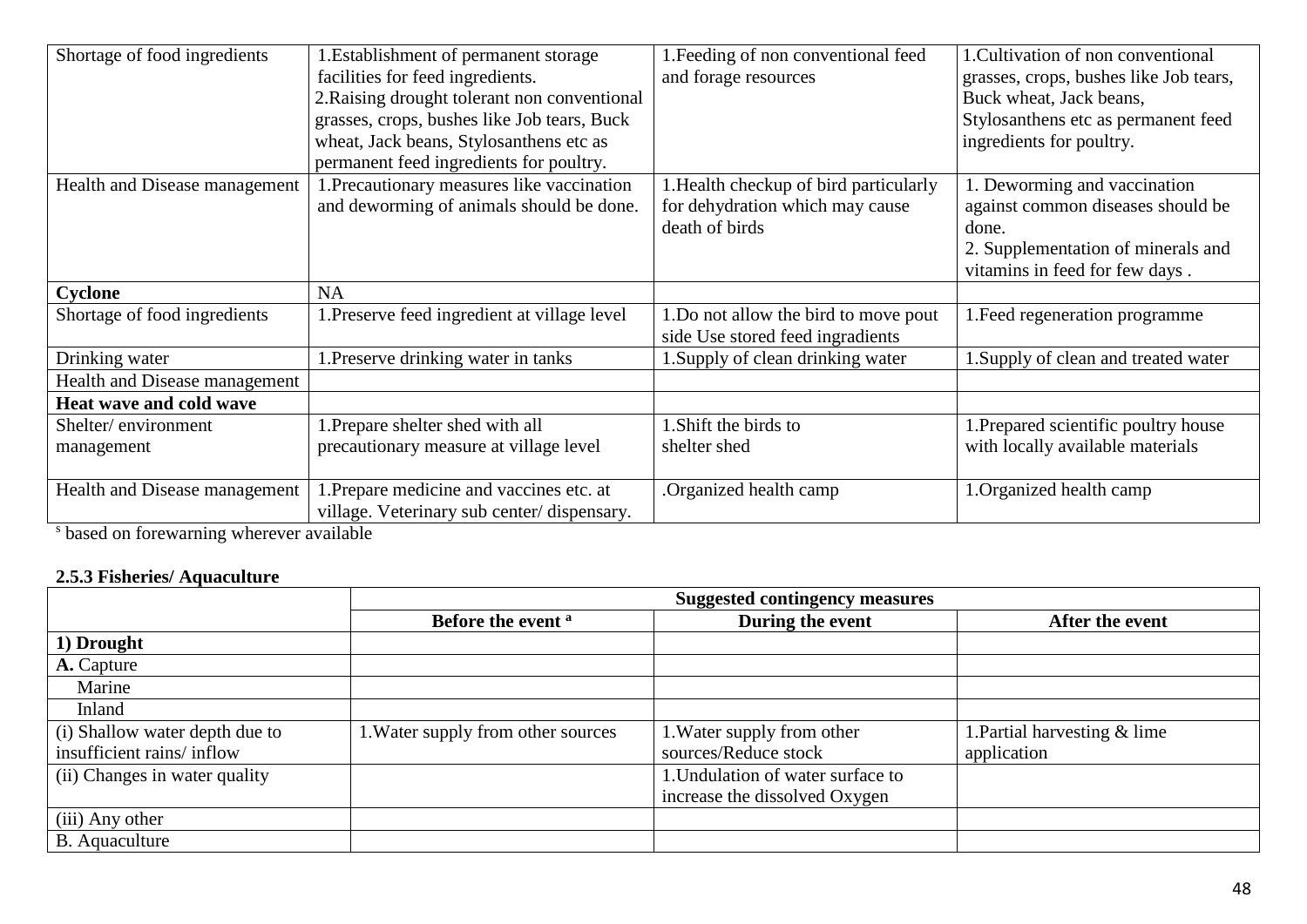| | | | |
|---|---|---|---|
| Shortage of food ingredients | 1.Establishment of permanent storage facilities for feed ingredients.<br>2.Raising drought tolerant non conventional grasses, crops, bushes like Job tears, Buck wheat, Jack beans, Stylosanthens etc as permanent feed ingredients for poultry. | 1.Feeding of non conventional feed and forage resources | 1.Cultivation of non conventional grasses, crops, bushes like Job tears, Buck wheat, Jack beans, Stylosanthens etc as permanent feed ingredients for poultry. |
| Health and Disease management | 1.Precautionary measures like vaccination and deworming of animals should be done. | 1.Health checkup of bird particularly for dehydration which may cause death of birds | 1. Deworming and vaccination against common diseases should be done.<br>2. Supplementation of minerals and vitamins in feed for few days . |
| **Cyclone** | NA | | |
| Shortage of food ingredients | 1.Preserve feed ingredient at village level | 1.Do not allow the bird to move pout side Use stored feed ingradients | 1.Feed regeneration programme |
| Drinking water | 1.Preserve drinking water in tanks | 1.Supply of clean drinking water | 1.Supply of clean and treated water |
| Health and Disease management | | | |
| **Heat wave and cold wave** | | | |
| Shelter/ environment management | 1.Prepare shelter shed with all precautionary measure at village level | 1.Shift the birds to shelter shed | 1.Prepared scientific poultry house with locally available materials |
| Health and Disease management | 1.Prepare medicine and vaccines etc. at village. Veterinary sub center/ dispensary. | .Organized health camp | 1.Organized health camp |

[s] based on forewarning wherever available

**2.5.3 Fisheries/ Aquaculture**

| | Suggested contingency measures | | |
|---|---|---|---|
| | **Before the event [a]** | **During the event** | **After the event** |
| **1) Drought** | | | |
| **A.** Capture | | | |
| Marine | | | |
| Inland | | | |
| (i) Shallow water depth due to insufficient rains/ inflow | 1.Water supply from other sources | 1.Water supply from other sources/Reduce stock | 1.Partial harvesting & lime application |
| (ii) Changes in water quality | | 1.Undulation of water surface to increase the dissolved Oxygen | |
| (iii) Any other | | | |
| B. Aquaculture | | | |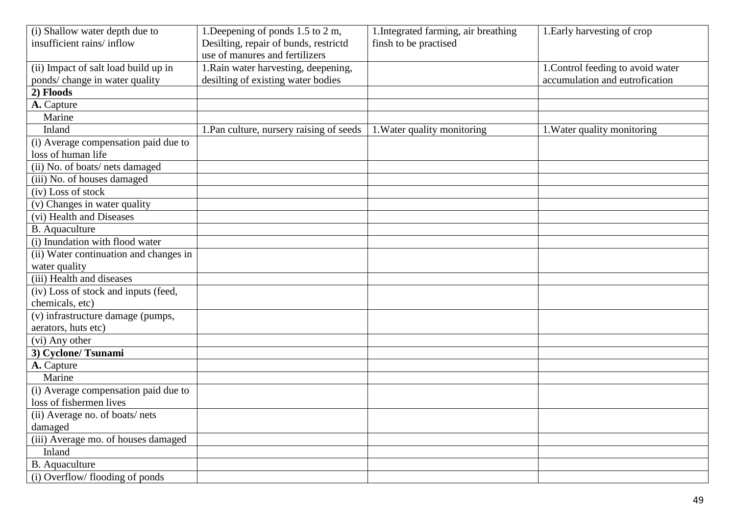| | | | |
|---|---|---|---|
| (i) Shallow water depth due to insufficient rains/ inflow | 1.Deepening of ponds 1.5 to 2 m, Desilting, repair of bunds, restrictd use of manures and fertilizers | 1.Integrated farming, air breathing finsh to be practised | 1.Early harvesting of crop |
| (ii) Impact of salt load build up in ponds/ change in water quality | 1.Rain water harvesting, deepening, desilting of existing water bodies | | 1.Control feeding to avoid water accumulation and eutrofication |
| **2) Floods** | | | |
| **A.** Capture | | | |
| Marine | | | |
| Inland | 1.Pan culture, nursery raising of seeds | 1.Water quality monitoring | 1.Water quality monitoring |
| (i) Average compensation paid due to loss of human life | | | |
| (ii) No. of boats/ nets damaged | | | |
| (iii) No. of houses damaged | | | |
| (iv) Loss of stock | | | |
| (v) Changes in water quality | | | |
| (vi) Health and Diseases | | | |
| B. Aquaculture | | | |
| (i) Inundation with flood water | | | |
| (ii) Water continuation and changes in water quality | | | |
| (iii) Health and diseases | | | |
| (iv) Loss of stock and inputs (feed, chemicals, etc) | | | |
| (v) infrastructure damage (pumps, aerators, huts etc) | | | |
| (vi) Any other | | | |
| **3) Cyclone/ Tsunami** | | | |
| **A.** Capture | | | |
| Marine | | | |
| (i) Average compensation paid due to loss of fishermen lives | | | |
| (ii) Average no. of boats/ nets damaged | | | |
| (iii) Average mo. of houses damaged | | | |
| Inland | | | |
| B. Aquaculture | | | |
| (i) Overflow/ flooding of ponds | | | |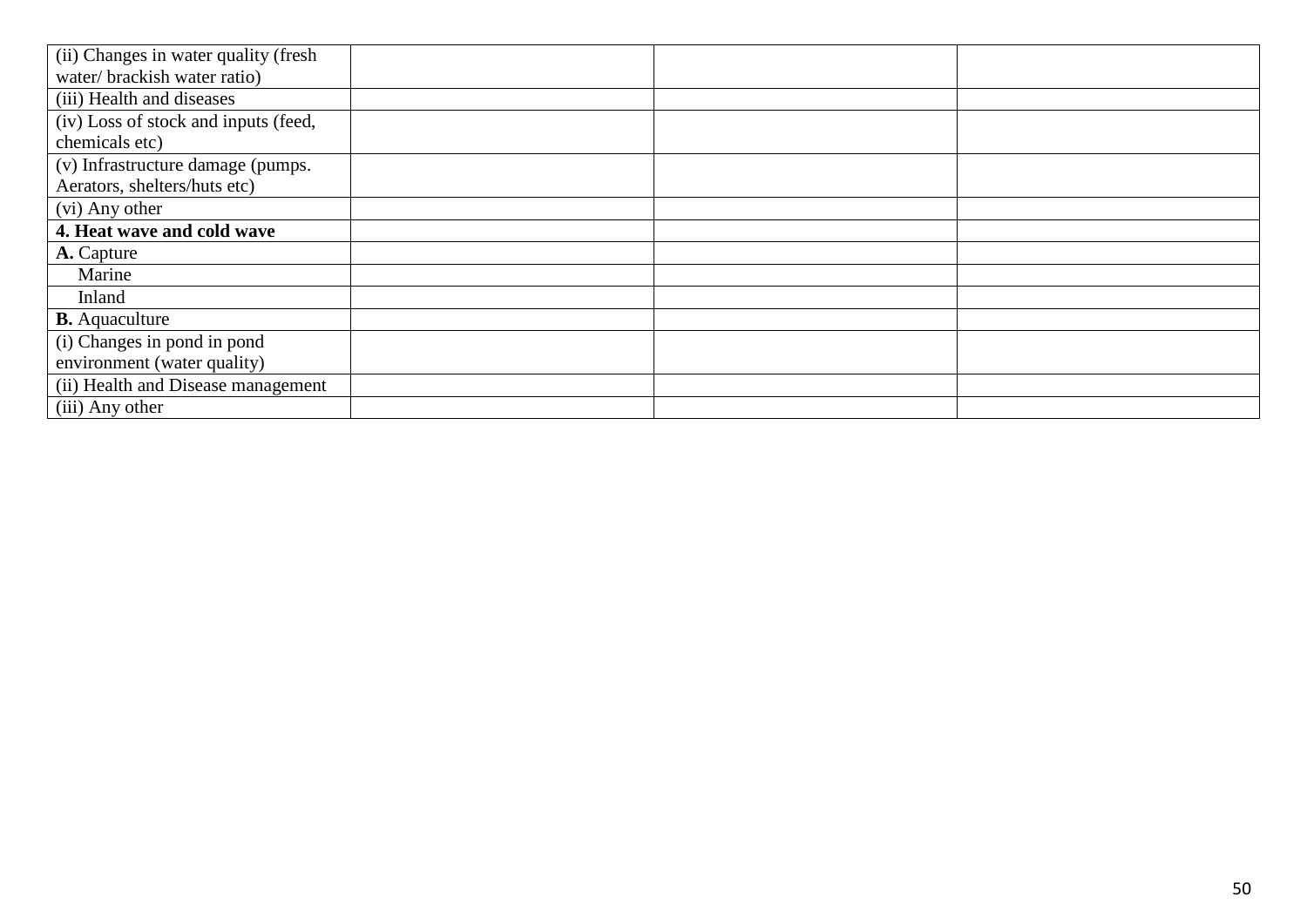| | | | |
|---|---|---|---|
| (ii) Changes in water quality (fresh water/ brackish water ratio) | | | |
| (iii) Health and diseases | | | |
| (iv) Loss of stock and inputs (feed, chemicals etc) | | | |
| (v) Infrastructure damage (pumps. Aerators, shelters/huts etc) | | | |
| (vi) Any other | | | |
| **4. Heat wave and cold wave** | | | |
| **A.** Capture | | | |
| Marine | | | |
| Inland | | | |
| **B.** Aquaculture | | | |
| (i) Changes in pond in pond environment (water quality) | | | |
| (ii) Health and Disease management | | | |
| (iii) Any other | | | |